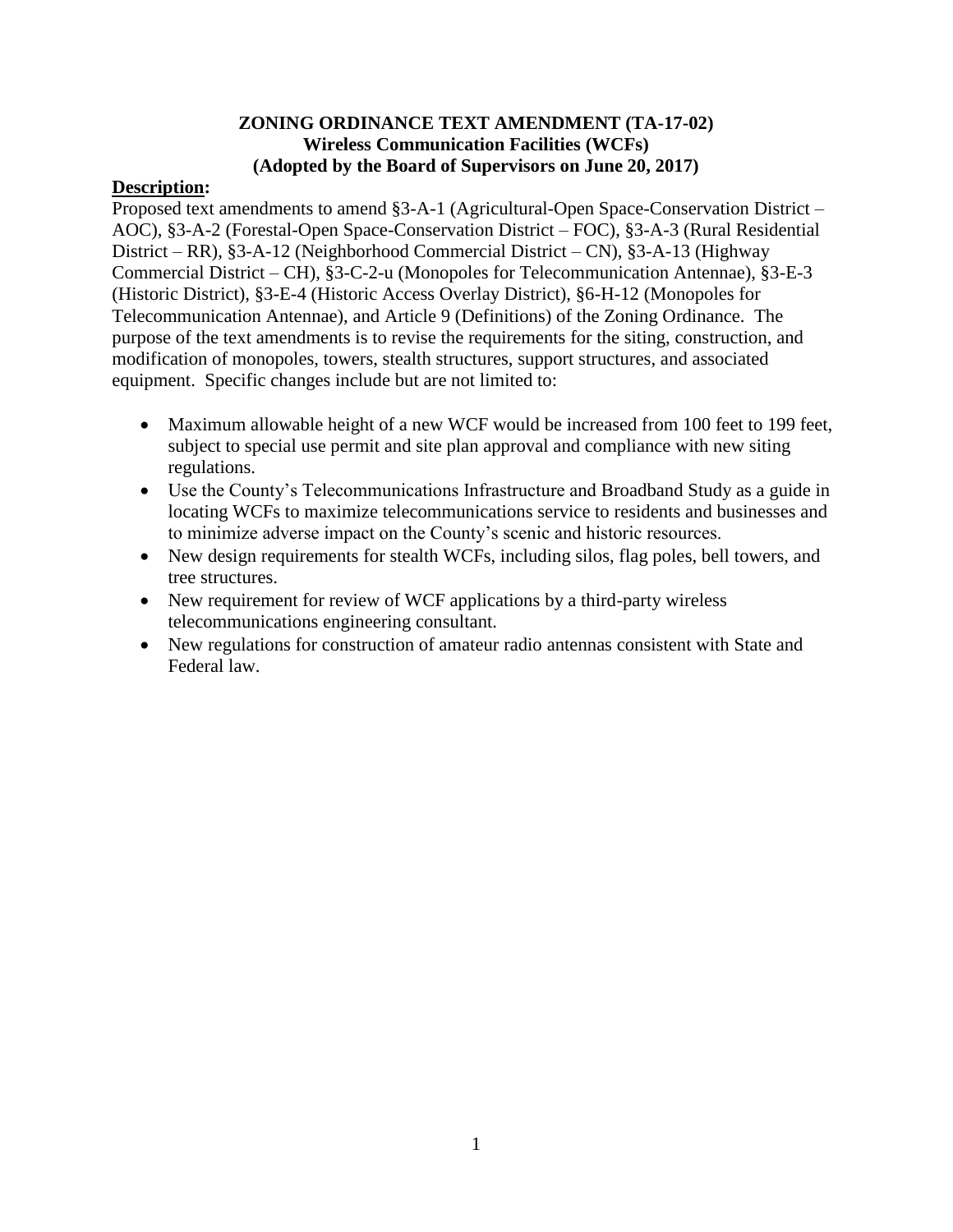# ZONING ORDINANCE TEXT AMENDMENT (TA-17-02)
## Wireless Communication Facilities (WCFs)
### (Adopted by the Board of Supervisors on June 20, 2017)

**Description:**

Proposed text amendments to amend §3-A-1 (Agricultural-Open Space-Conservation District – AOC), §3-A-2 (Forestal-Open Space-Conservation District – FOC), §3-A-3 (Rural Residential District – RR), §3-A-12 (Neighborhood Commercial District – CN), §3-A-13 (Highway Commercial District – CH), §3-C-2-u (Monopoles for Telecommunication Antennae), §3-E-3 (Historic District), §3-E-4 (Historic Access Overlay District), §6-H-12 (Monopoles for Telecommunication Antennae), and Article 9 (Definitions) of the Zoning Ordinance. The purpose of the text amendments is to revise the requirements for the siting, construction, and modification of monopoles, towers, stealth structures, support structures, and associated equipment. Specific changes include but are not limited to:

- Maximum allowable height of a new WCF would be increased from 100 feet to 199 feet, subject to special use permit and site plan approval and compliance with new siting regulations.
- Use the County's Telecommunications Infrastructure and Broadband Study as a guide in locating WCFs to maximize telecommunications service to residents and businesses and to minimize adverse impact on the County's scenic and historic resources.
- New design requirements for stealth WCFs, including silos, flag poles, bell towers, and tree structures.
- New requirement for review of WCF applications by a third-party wireless telecommunications engineering consultant.
- New regulations for construction of amateur radio antennas consistent with State and Federal law.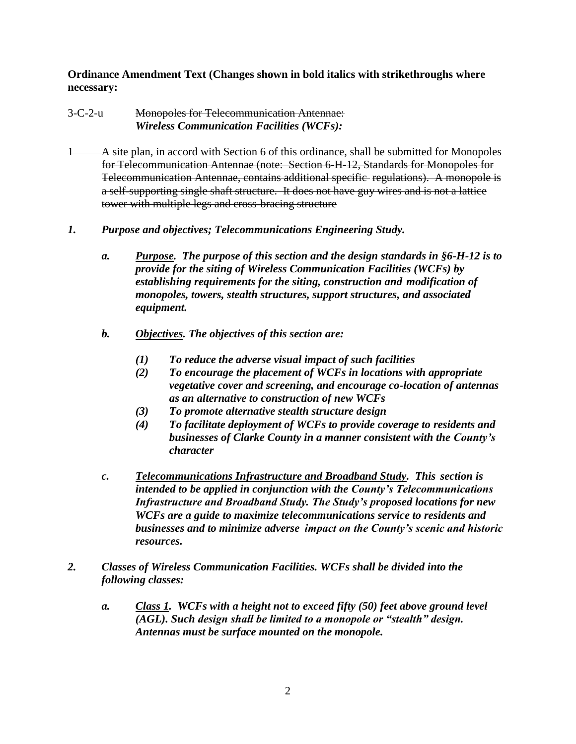**Ordinance Amendment Text (Changes shown in bold italics with strikethroughs where necessary:**

3-C-2-u ~~Monopoles for Telecommunication Antennae:~~
***Wireless Communication Facilities (WCFs):***

~~1 A site plan, in accord with Section 6 of this ordinance, shall be submitted for Monopoles for Telecommunication Antennae (note: Section 6-H-12, Standards for Monopoles for Telecommunication Antennae, contains additional specific regulations). A monopole is a self-supporting single shaft structure. It does not have guy wires and is not a lattice tower with multiple legs and cross-bracing structure~~

***1. Purpose and objectives; Telecommunications Engineering Study.***

***a. <u>Purpose</u>. The purpose of this section and the design standards in §6-H-12 is to provide for the siting of Wireless Communication Facilities (WCFs) by establishing requirements for the siting, construction and modification of monopoles, towers, stealth structures, support structures, and associated equipment.***

***b. <u>Objectives</u>. The objectives of this section are:***

***(1) To reduce the adverse visual impact of such facilities***
***(2) To encourage the placement of WCFs in locations with appropriate vegetative cover and screening, and encourage co-location of antennas as an alternative to construction of new WCFs***
***(3) To promote alternative stealth structure design***
***(4) To facilitate deployment of WCFs to provide coverage to residents and businesses of Clarke County in a manner consistent with the County's character***

***c. <u>Telecommunications Infrastructure and Broadband Study</u>. This section is intended to be applied in conjunction with the County's Telecommunications Infrastructure and Broadband Study. The Study's proposed locations for new WCFs are a guide to maximize telecommunications service to residents and businesses and to minimize adverse impact on the County's scenic and historic resources.***

***2. Classes of Wireless Communication Facilities. WCFs shall be divided into the following classes:***

***a. <u>Class 1</u>. WCFs with a height not to exceed fifty (50) feet above ground level (AGL). Such design shall be limited to a monopole or "stealth" design. Antennas must be surface mounted on the monopole.***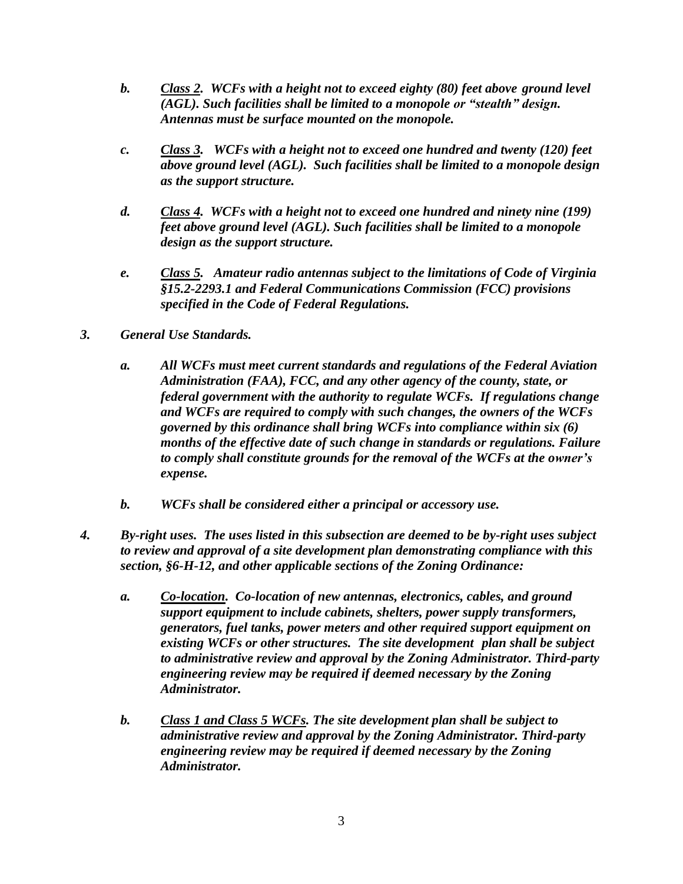b. ***Class 2**. WCFs with a height not to exceed eighty (80) feet above ground level (AGL). Such facilities shall be limited to a monopole or "stealth" design. Antennas must be surface mounted on the monopole.*

c. ***Class 3**. WCFs with a height not to exceed one hundred and twenty (120) feet above ground level (AGL). Such facilities shall be limited to a monopole design as the support structure.*

d. ***Class 4**. WCFs with a height not to exceed one hundred and ninety nine (199) feet above ground level (AGL). Such facilities shall be limited to a monopole design as the support structure.*

e. ***Class 5**. Amateur radio antennas subject to the limitations of Code of Virginia §15.2-2293.1 and Federal Communications Commission (FCC) provisions specified in the Code of Federal Regulations.*

3. ***General Use Standards.***

a. ***All WCFs must meet current standards and regulations of the Federal Aviation Administration (FAA), FCC, and any other agency of the county, state, or federal government with the authority to regulate WCFs. If regulations change and WCFs are required to comply with such changes, the owners of the WCFs governed by this ordinance shall bring WCFs into compliance within six (6) months of the effective date of such change in standards or regulations. Failure to comply shall constitute grounds for the removal of the WCFs at the owner's expense.***

b. ***WCFs shall be considered either a principal or accessory use.***

4. ***By-right uses. The uses listed in this subsection are deemed to be by-right uses subject to review and approval of a site development plan demonstrating compliance with this section, §6-H-12, and other applicable sections of the Zoning Ordinance:***

a. ***Co-location**. Co-location of new antennas, electronics, cables, and ground support equipment to include cabinets, shelters, power supply transformers, generators, fuel tanks, power meters and other required support equipment on existing WCFs or other structures. The site development plan shall be subject to administrative review and approval by the Zoning Administrator. Third-party engineering review may be required if deemed necessary by the Zoning Administrator.*

b. ***Class 1 and Class 5 WCFs**. The site development plan shall be subject to administrative review and approval by the Zoning Administrator. Third-party engineering review may be required if deemed necessary by the Zoning Administrator.*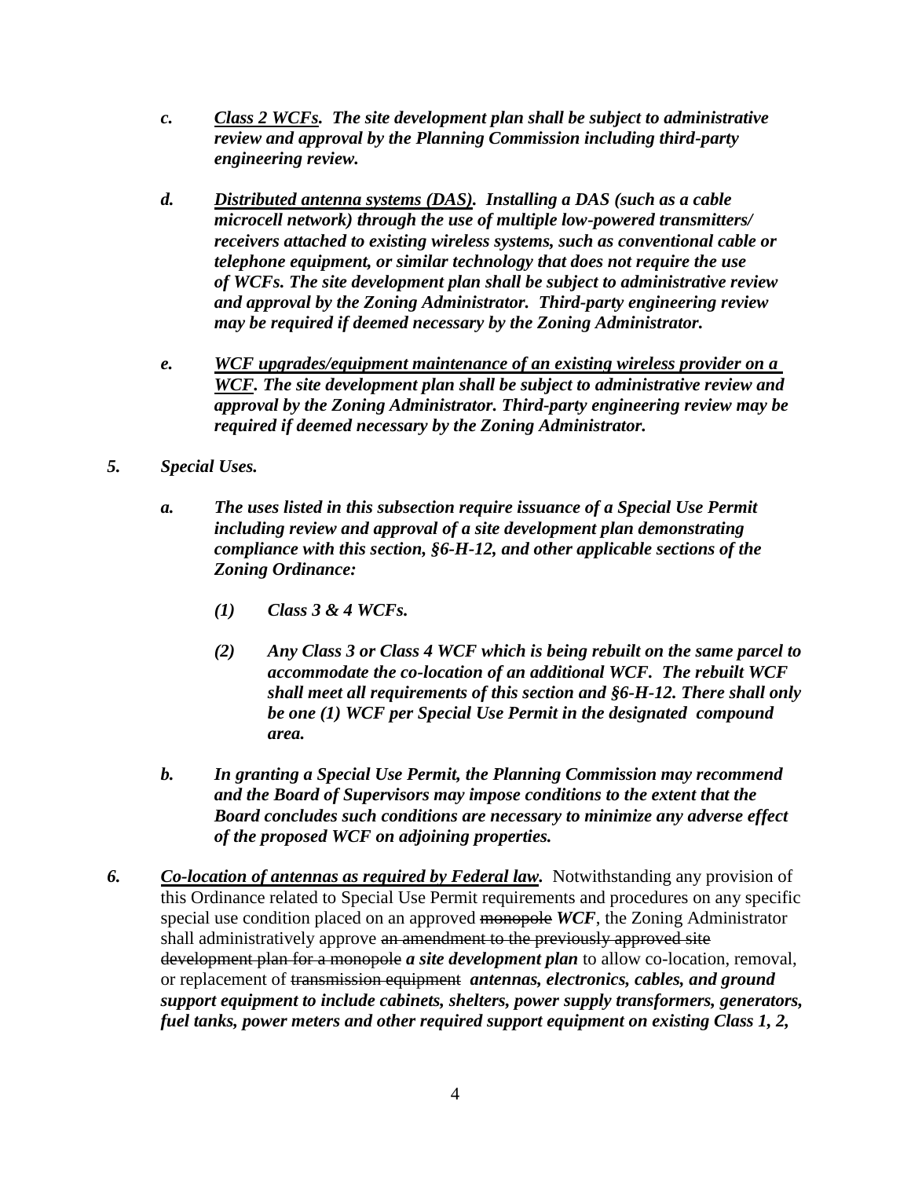*c. **Class 2 WCFs**. The site development plan shall be subject to administrative review and approval by the Planning Commission including third-party engineering review.*

*d. **Distributed antenna systems (DAS)**. Installing a DAS (such as a cable microcell network) through the use of multiple low-powered transmitters/ receivers attached to existing wireless systems, such as conventional cable or telephone equipment, or similar technology that does not require the use of WCFs. The site development plan shall be subject to administrative review and approval by the Zoning Administrator. Third-party engineering review may be required if deemed necessary by the Zoning Administrator.*

*e. **WCF upgrades/equipment maintenance of an existing wireless provider on a WCF**. The site development plan shall be subject to administrative review and approval by the Zoning Administrator. Third-party engineering review may be required if deemed necessary by the Zoning Administrator.*

***5. Special Uses.***

*a. The uses listed in this subsection require issuance of a Special Use Permit including review and approval of a site development plan demonstrating compliance with this section, §6-H-12, and other applicable sections of the Zoning Ordinance:*

*(1) Class 3 & 4 WCFs.*

*(2) Any Class 3 or Class 4 WCF which is being rebuilt on the same parcel to accommodate the co-location of an additional WCF. The rebuilt WCF shall meet all requirements of this section and §6-H-12. There shall only be one (1) WCF per Special Use Permit in the designated compound area.*

*b. In granting a Special Use Permit, the Planning Commission may recommend and the Board of Supervisors may impose conditions to the extent that the Board concludes such conditions are necessary to minimize any adverse effect of the proposed WCF on adjoining properties.*

***6. Co-location of antennas as required by Federal law.*** Notwithstanding any provision of this Ordinance related to Special Use Permit requirements and procedures on any specific special use condition placed on an approved ~~monopole~~ ***WCF***, the Zoning Administrator shall administratively approve ~~an amendment to the previously approved site development plan for a monopole~~ ***a site development plan*** to allow co-location, removal, or replacement of ~~transmission equipment~~ ***antennas, electronics, cables, and ground support equipment to include cabinets, shelters, power supply transformers, generators, fuel tanks, power meters and other required support equipment on existing Class 1, 2,***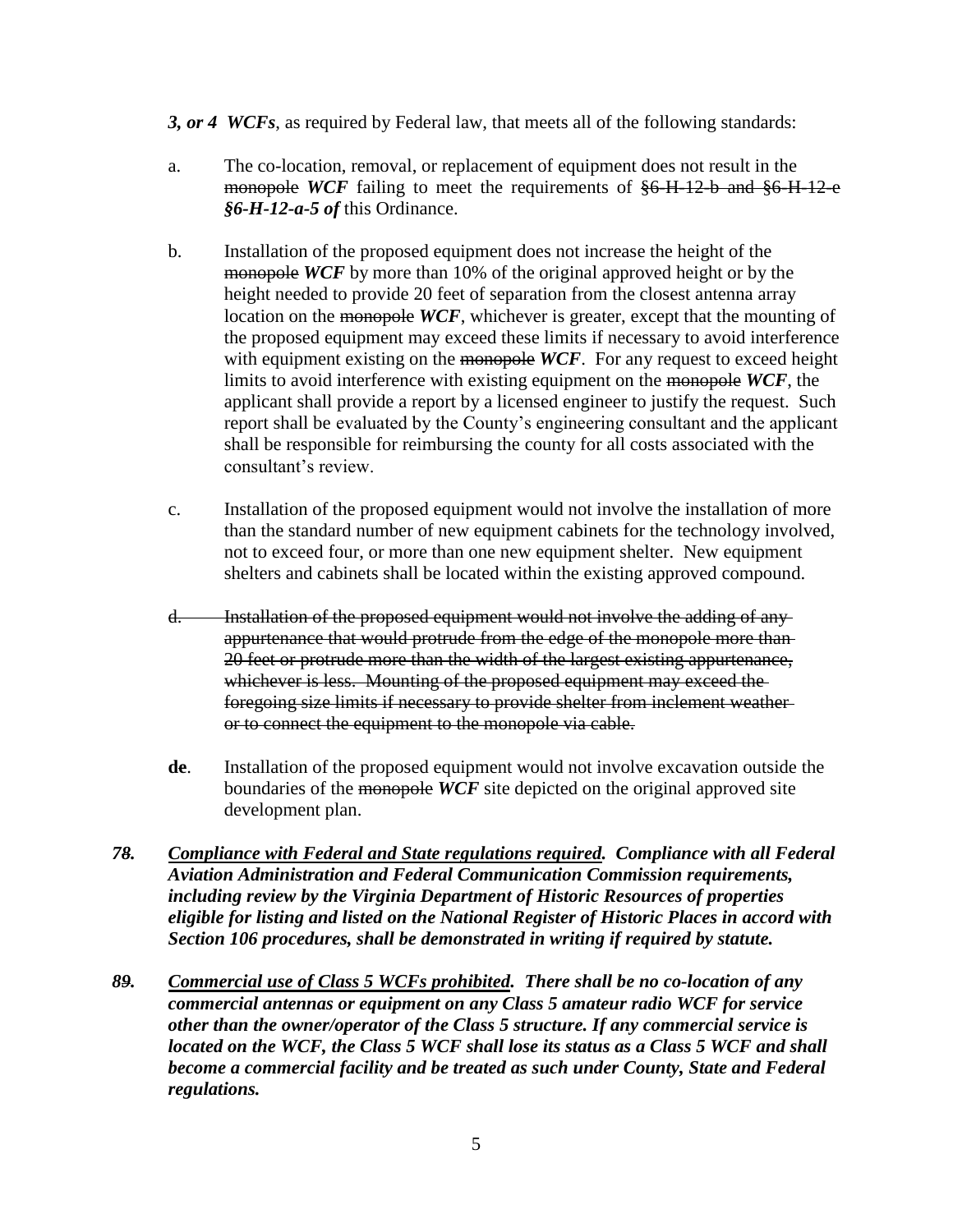***3, or 4 WCFs***, as required by Federal law, that meets all of the following standards:

a. The co-location, removal, or replacement of equipment does not result in the ~~monopole~~ ***WCF*** failing to meet the requirements of ~~§6-H-12-b and §6-H-12-c~~ ***§6-H-12-a-5 of*** this Ordinance.

b. Installation of the proposed equipment does not increase the height of the ~~monopole~~ ***WCF*** by more than 10% of the original approved height or by the height needed to provide 20 feet of separation from the closest antenna array location on the ~~monopole~~ ***WCF***, whichever is greater, except that the mounting of the proposed equipment may exceed these limits if necessary to avoid interference with equipment existing on the ~~monopole~~ ***WCF***. For any request to exceed height limits to avoid interference with existing equipment on the ~~monopole~~ ***WCF***, the applicant shall provide a report by a licensed engineer to justify the request. Such report shall be evaluated by the County's engineering consultant and the applicant shall be responsible for reimbursing the county for all costs associated with the consultant's review.

c. Installation of the proposed equipment would not involve the installation of more than the standard number of new equipment cabinets for the technology involved, not to exceed four, or more than one new equipment shelter. New equipment shelters and cabinets shall be located within the existing approved compound.

~~d. Installation of the proposed equipment would not involve the adding of any appurtenance that would protrude from the edge of the monopole more than 20 feet or protrude more than the width of the largest existing appurtenance, whichever is less. Mounting of the proposed equipment may exceed the foregoing size limits if necessary to provide shelter from inclement weather or to connect the equipment to the monopole via cable.~~

**d**~~e~~. Installation of the proposed equipment would not involve excavation outside the boundaries of the ~~monopole~~ ***WCF*** site depicted on the original approved site development plan.

***8.*** ~~***7.***~~ ***<u>Compliance with Federal and State regulations required</u>. Compliance with all Federal Aviation Administration and Federal Communication Commission requirements, including review by the Virginia Department of Historic Resources of properties eligible for listing and listed on the National Register of Historic Places in accord with Section 106 procedures, shall be demonstrated in writing if required by statute.***

***9.*** ~~***8.***~~ ***<u>Commercial use of Class 5 WCFs prohibited</u>. There shall be no co-location of any commercial antennas or equipment on any Class 5 amateur radio WCF for service other than the owner/operator of the Class 5 structure. If any commercial service is located on the WCF, the Class 5 WCF shall lose its status as a Class 5 WCF and shall become a commercial facility and be treated as such under County, State and Federal regulations.***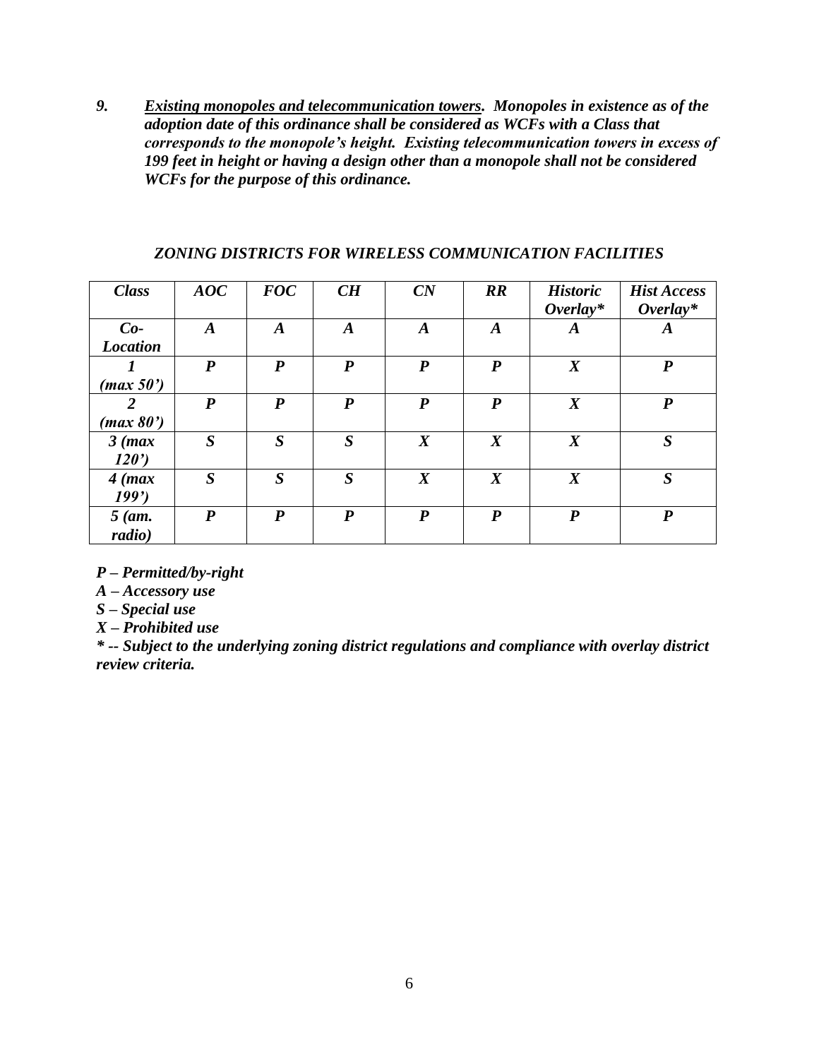***9. <u>Existing monopoles and telecommunication towers</u>. Monopoles in existence as of the adoption date of this ordinance shall be considered as WCFs with a Class that corresponds to the monopole's height. Existing telecommunication towers in excess of 199 feet in height or having a design other than a monopole shall not be considered WCFs for the purpose of this ordinance.***

***ZONING DISTRICTS FOR WIRELESS COMMUNICATION FACILITIES***

| *Class* | *AOC* | *FOC* | *CH* | *CN* | *RR* | *Historic Overlay** | *Hist Access Overlay** |
|---|---|---|---|---|---|---|---|
| *Co-Location* | *A* | *A* | *A* | *A* | *A* | *A* | *A* |
| *1 (max 50')* | *P* | *P* | *P* | *P* | *P* | *X* | *P* |
| *2 (max 80')* | *P* | *P* | *P* | *P* | *P* | *X* | *P* |
| *3 (max 120')* | *S* | *S* | *S* | *X* | *X* | *X* | *S* |
| *4 (max 199')* | *S* | *S* | *S* | *X* | *X* | *X* | *S* |
| *5 (am. radio)* | *P* | *P* | *P* | *P* | *P* | *P* | *P* |

***P – Permitted/by-right***
***A – Accessory use***
***S – Special use***
***X – Prohibited use***
***\* -- Subject to the underlying zoning district regulations and compliance with overlay district review criteria.***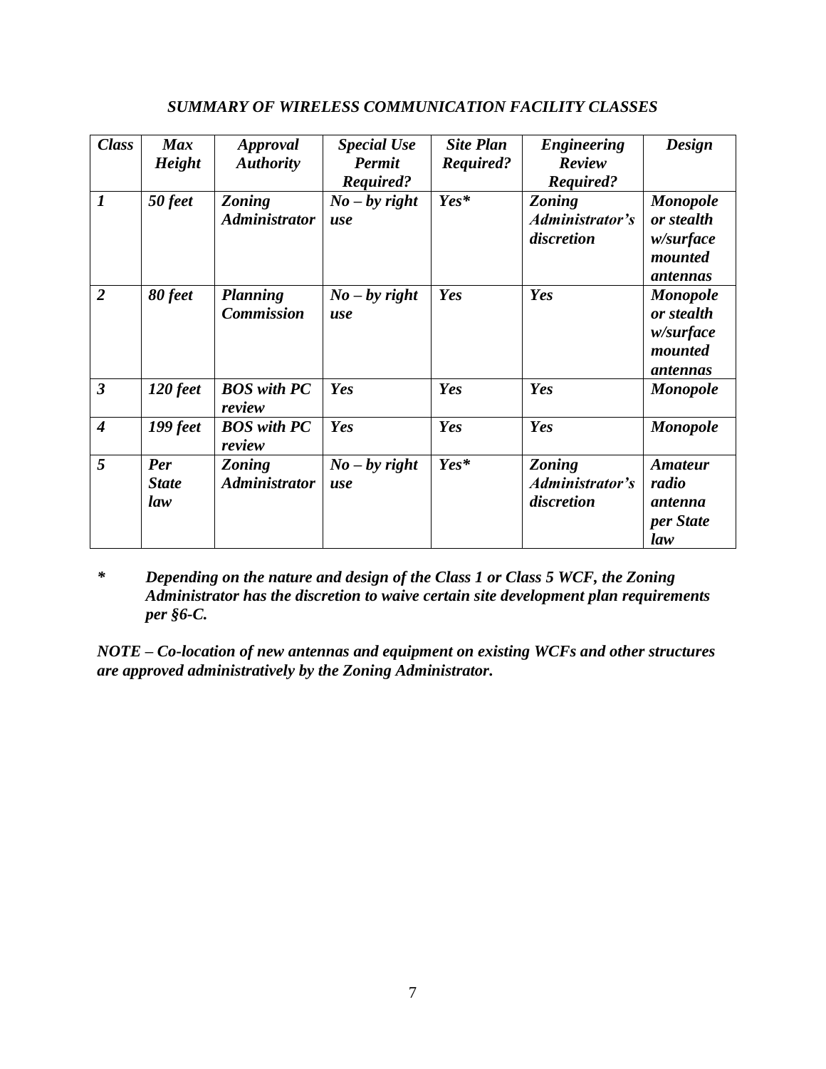### *SUMMARY OF WIRELESS COMMUNICATION FACILITY CLASSES*

| *Class* | *Max Height* | *Approval Authority* | *Special Use Permit Required?* | *Site Plan Required?* | *Engineering Review Required?* | *Design* |
|---|---|---|---|---|---|---|
| *1* | *50 feet* | *Zoning Administrator* | *No – by right use* | *Yes** | *Zoning Administrator's discretion* | *Monopole or stealth w/surface mounted antennas* |
| *2* | *80 feet* | *Planning Commission* | *No – by right use* | *Yes* | *Yes* | *Monopole or stealth w/surface mounted antennas* |
| *3* | *120 feet* | *BOS with PC review* | *Yes* | *Yes* | *Yes* | *Monopole* |
| *4* | *199 feet* | *BOS with PC review* | *Yes* | *Yes* | *Yes* | *Monopole* |
| *5* | *Per State law* | *Zoning Administrator* | *No – by right use* | *Yes** | *Zoning Administrator's discretion* | *Amateur radio antenna per State law* |

***** *Depending on the nature and design of the Class 1 or Class 5 WCF, the Zoning Administrator has the discretion to waive certain site development plan requirements per §6-C.*

***NOTE – Co-location of new antennas and equipment on existing WCFs and other structures are approved administratively by the Zoning Administrator.***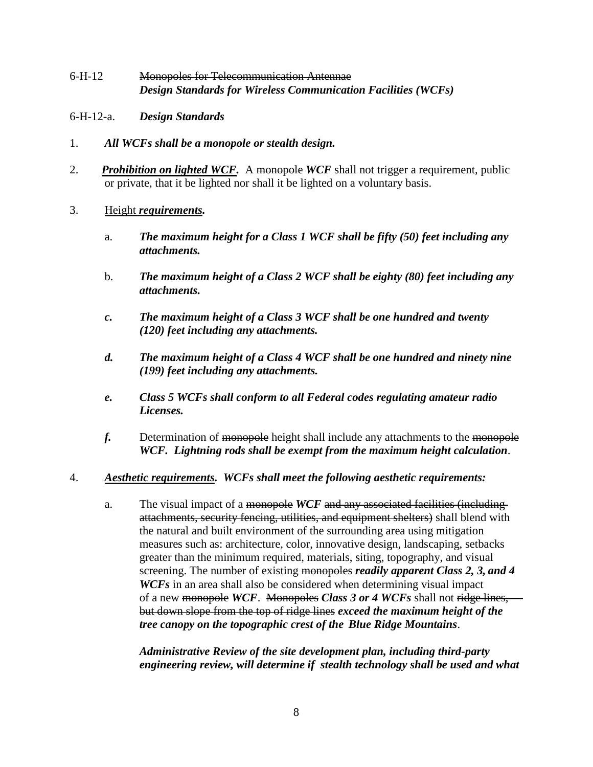6-H-12 ~~Monopoles for Telecommunication Antennae~~
***Design Standards for Wireless Communication Facilities (WCFs)***

6-H-12-a. ***Design Standards***

1. ***All WCFs shall be a monopole or stealth design.***

2. ***Prohibition on lighted WCF.*** A ~~monopole~~ ***WCF*** shall not trigger a requirement, public or private, that it be lighted nor shall it be lighted on a voluntary basis.

3. Height ***requirements.***

   a. ***The maximum height for a Class 1 WCF shall be fifty (50) feet including any attachments.***

   b. ***The maximum height of a Class 2 WCF shall be eighty (80) feet including any attachments.***

   ***c.*** ***The maximum height of a Class 3 WCF shall be one hundred and twenty (120) feet including any attachments.***

   ***d.*** ***The maximum height of a Class 4 WCF shall be one hundred and ninety nine (199) feet including any attachments.***

   ***e.*** ***Class 5 WCFs shall conform to all Federal codes regulating amateur radio Licenses.***

   ***f.*** Determination of ~~monopole~~ height shall include any attachments to the ~~monopole~~ ***WCF. Lightning rods shall be exempt from the maximum height calculation***.

4. ***Aesthetic requirements. WCFs shall meet the following aesthetic requirements:***

   a. The visual impact of a ~~monopole~~ ***WCF*** ~~and any associated facilities (including attachments, security fencing, utilities, and equipment shelters)~~ shall blend with the natural and built environment of the surrounding area using mitigation measures such as: architecture, color, innovative design, landscaping, setbacks greater than the minimum required, materials, siting, topography, and visual screening. The number of existing ~~monopoles~~ ***readily apparent Class 2, 3, and 4 WCFs*** in an area shall also be considered when determining visual impact of a new ~~monopole~~ ***WCF***. ~~Monopoles~~ ***Class 3 or 4 WCFs*** shall not ~~ridge lines, but down slope from the top of ridge lines~~ ***exceed the maximum height of the tree canopy on the topographic crest of the Blue Ridge Mountains***.

   ***Administrative Review of the site development plan, including third-party engineering review, will determine if stealth technology shall be used and what***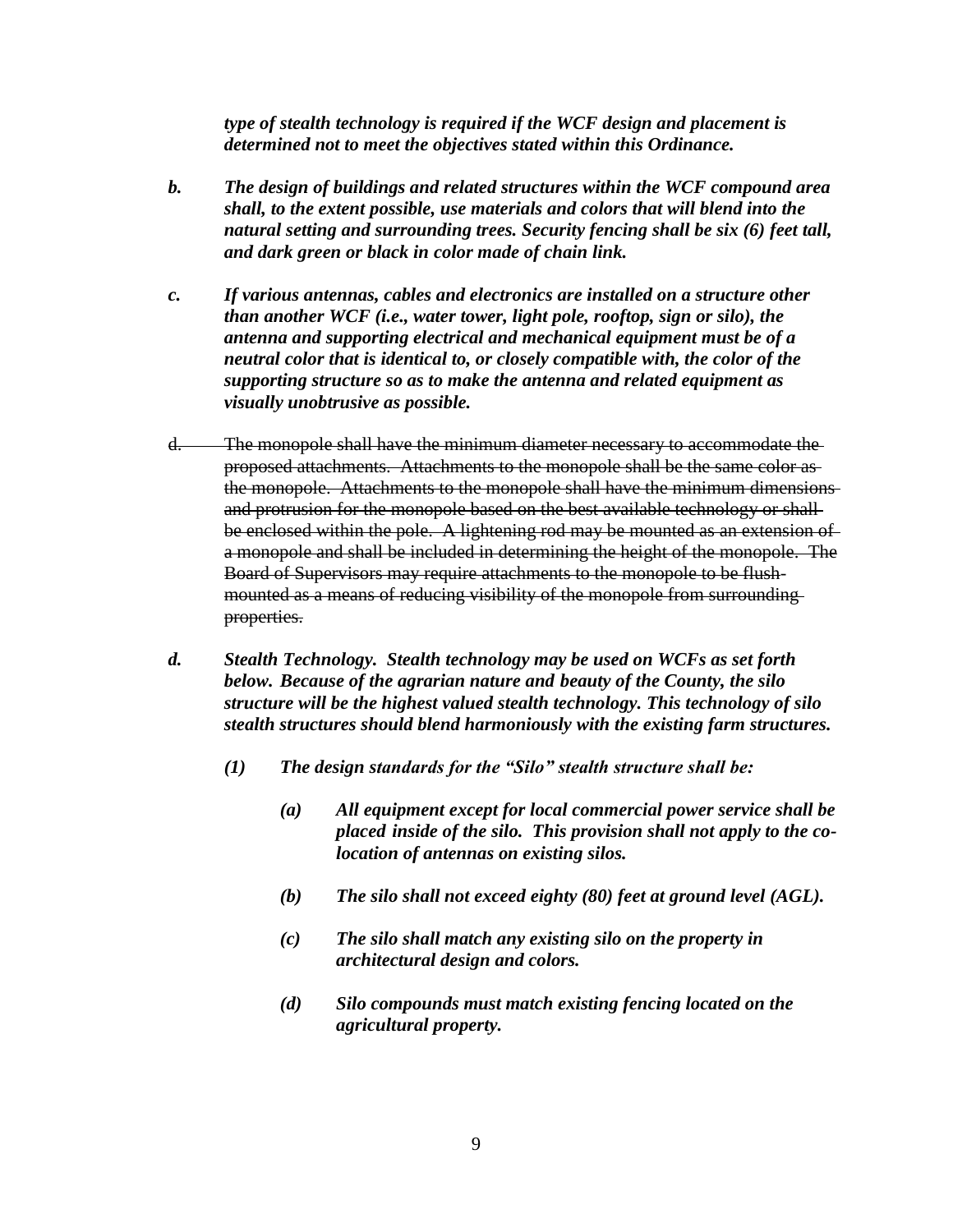***type of stealth technology is required if the WCF design and placement is determined not to meet the objectives stated within this Ordinance.***

***b. The design of buildings and related structures within the WCF compound area shall, to the extent possible, use materials and colors that will blend into the natural setting and surrounding trees. Security fencing shall be six (6) feet tall, and dark green or black in color made of chain link.***

***c. If various antennas, cables and electronics are installed on a structure other than another WCF (i.e., water tower, light pole, rooftop, sign or silo), the antenna and supporting electrical and mechanical equipment must be of a neutral color that is identical to, or closely compatible with, the color of the supporting structure so as to make the antenna and related equipment as visually unobtrusive as possible.***

~~d. The monopole shall have the minimum diameter necessary to accommodate the proposed attachments. Attachments to the monopole shall be the same color as the monopole. Attachments to the monopole shall have the minimum dimensions and protrusion for the monopole based on the best available technology or shall be enclosed within the pole. A lightening rod may be mounted as an extension of a monopole and shall be included in determining the height of the monopole. The Board of Supervisors may require attachments to the monopole to be flush-mounted as a means of reducing visibility of the monopole from surrounding properties.~~

***d. Stealth Technology. Stealth technology may be used on WCFs as set forth below. Because of the agrarian nature and beauty of the County, the silo structure will be the highest valued stealth technology. This technology of silo stealth structures should blend harmoniously with the existing farm structures.***

***(1) The design standards for the "Silo" stealth structure shall be:***

***(a) All equipment except for local commercial power service shall be placed inside of the silo. This provision shall not apply to the co-location of antennas on existing silos.***

***(b) The silo shall not exceed eighty (80) feet at ground level (AGL).***

***(c) The silo shall match any existing silo on the property in architectural design and colors.***

***(d) Silo compounds must match existing fencing located on the agricultural property.***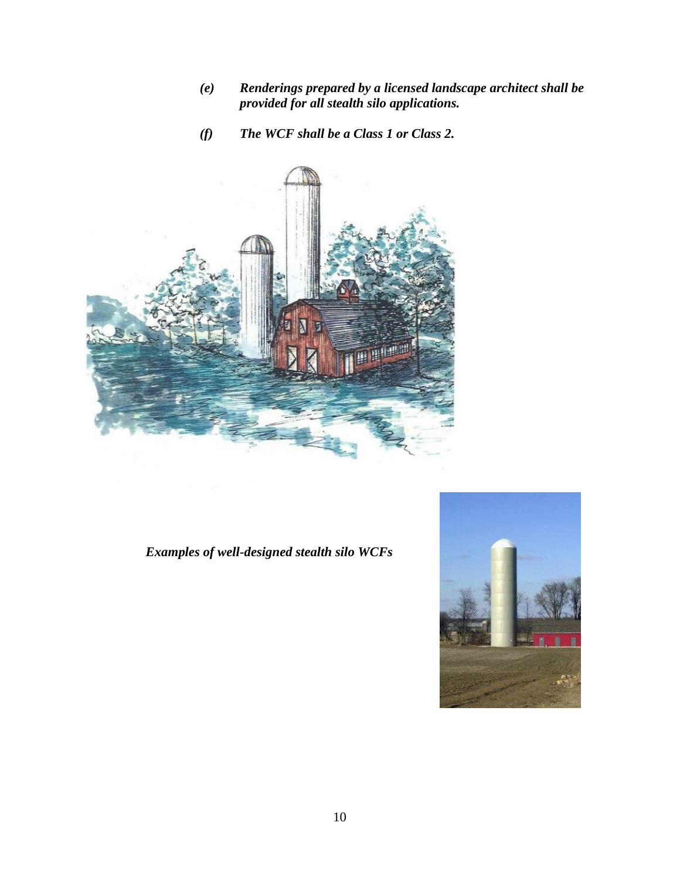*(e) **Renderings prepared by a licensed landscape architect shall be provided for all stealth silo applications.***

*(f) **The WCF shall be a Class 1 or Class 2.***

***Examples of well-designed stealth silo WCFs***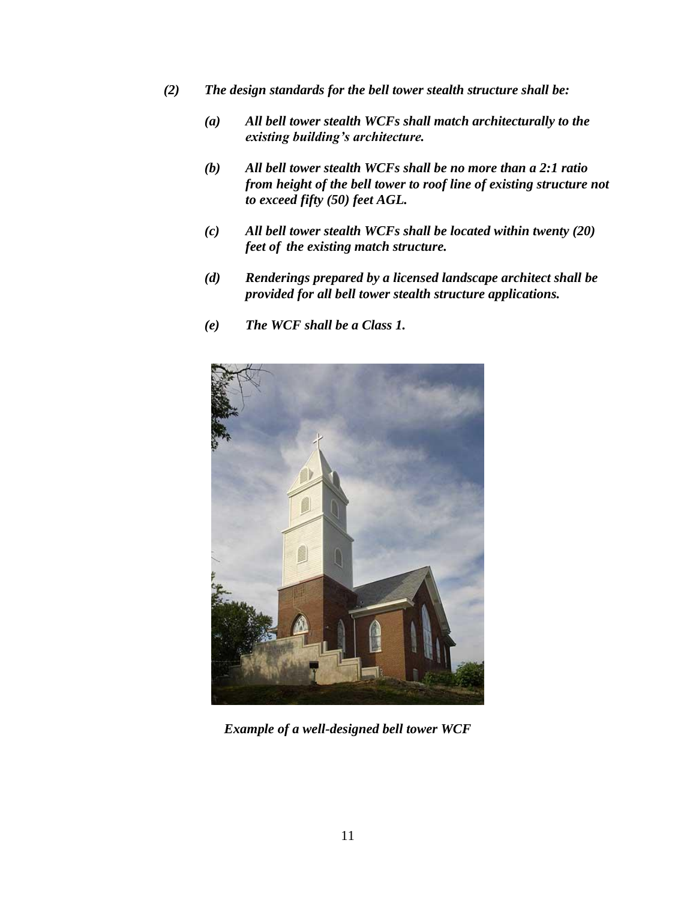*(2) The design standards for the bell tower stealth structure shall be:*

*(a) All bell tower stealth WCFs shall match architecturally to the existing building's architecture.*

*(b) All bell tower stealth WCFs shall be no more than a 2:1 ratio from height of the bell tower to roof line of existing structure not to exceed fifty (50) feet AGL.*

*(c) All bell tower stealth WCFs shall be located within twenty (20) feet of the existing match structure.*

*(d) Renderings prepared by a licensed landscape architect shall be provided for all bell tower stealth structure applications.*

*(e) The WCF shall be a Class 1.*

***Example of a well-designed bell tower WCF***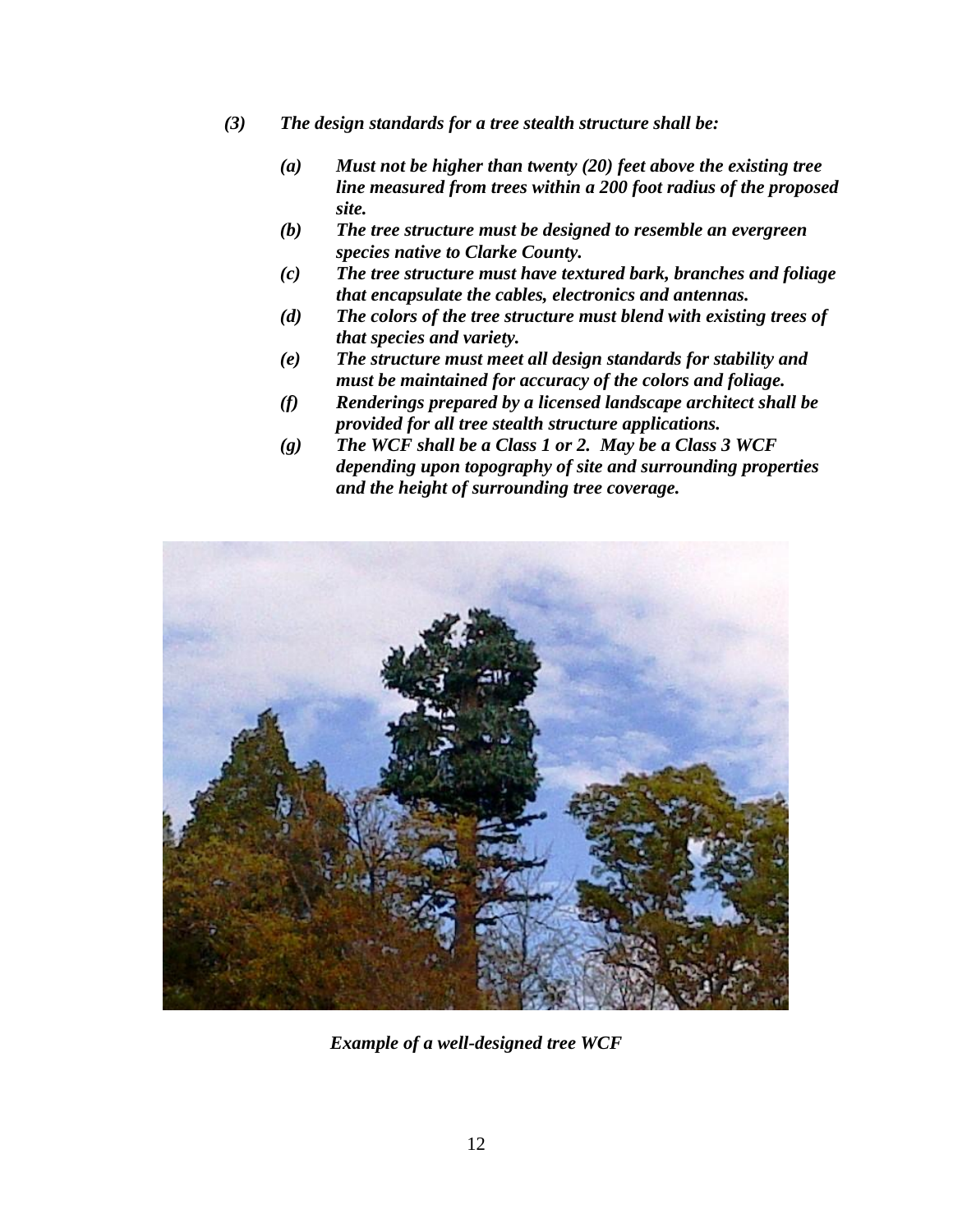*(3) **The design standards for a tree stealth structure shall be:***

*(a) **Must not be higher than twenty (20) feet above the existing tree line measured from trees within a 200 foot radius of the proposed site.***

*(b) **The tree structure must be designed to resemble an evergreen species native to Clarke County.***

*(c) **The tree structure must have textured bark, branches and foliage that encapsulate the cables, electronics and antennas.***

*(d) **The colors of the tree structure must blend with existing trees of that species and variety.***

*(e) **The structure must meet all design standards for stability and must be maintained for accuracy of the colors and foliage.***

*(f) **Renderings prepared by a licensed landscape architect shall be provided for all tree stealth structure applications.***

*(g) **The WCF shall be a Class 1 or 2. May be a Class 3 WCF depending upon topography of site and surrounding properties and the height of surrounding tree coverage.***

***Example of a well-designed tree WCF***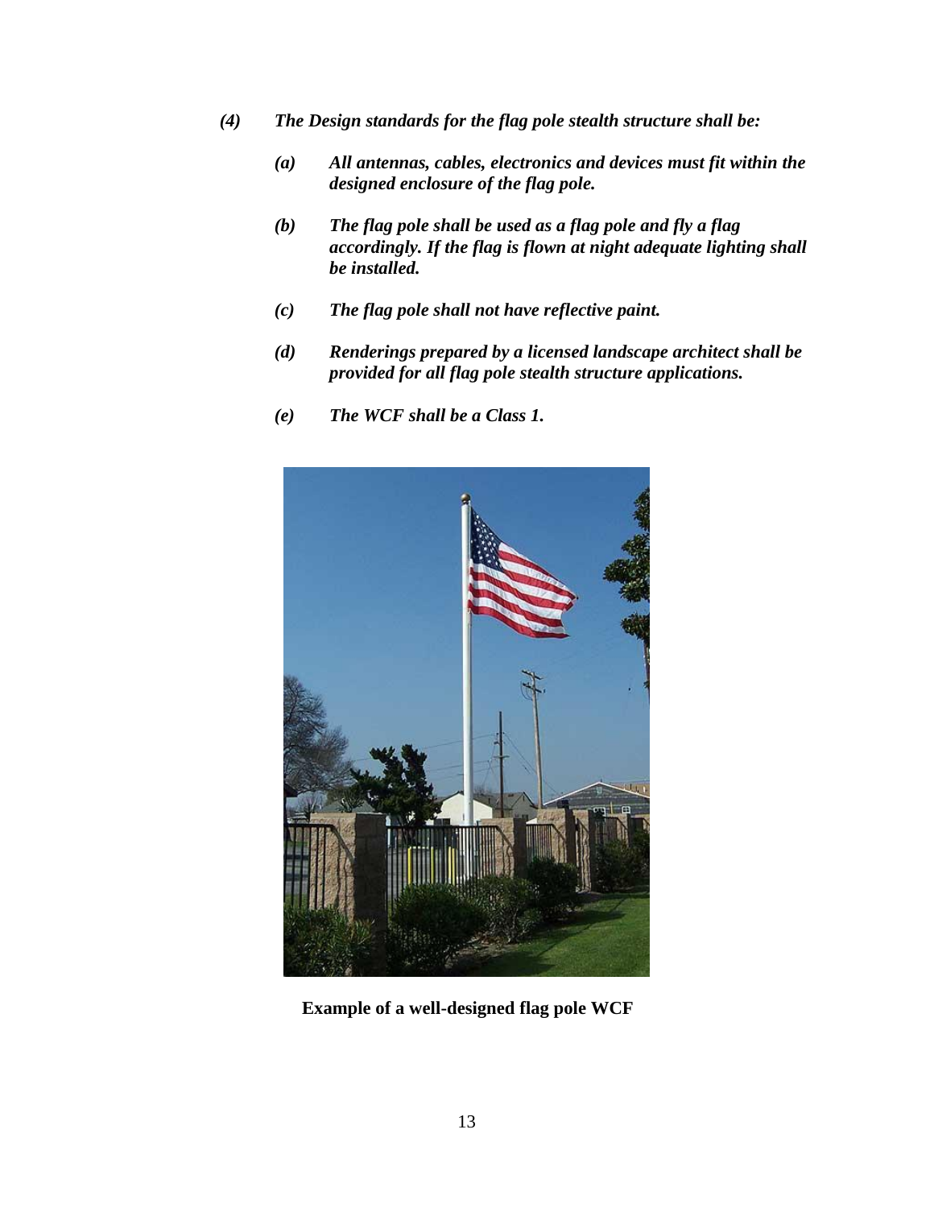*(4) The Design standards for the flag pole stealth structure shall be:*

*(a) All antennas, cables, electronics and devices must fit within the designed enclosure of the flag pole.*

*(b) The flag pole shall be used as a flag pole and fly a flag accordingly. If the flag is flown at night adequate lighting shall be installed.*

*(c) The flag pole shall not have reflective paint.*

*(d) Renderings prepared by a licensed landscape architect shall be provided for all flag pole stealth structure applications.*

*(e) The WCF shall be a Class 1.*

**Example of a well-designed flag pole WCF**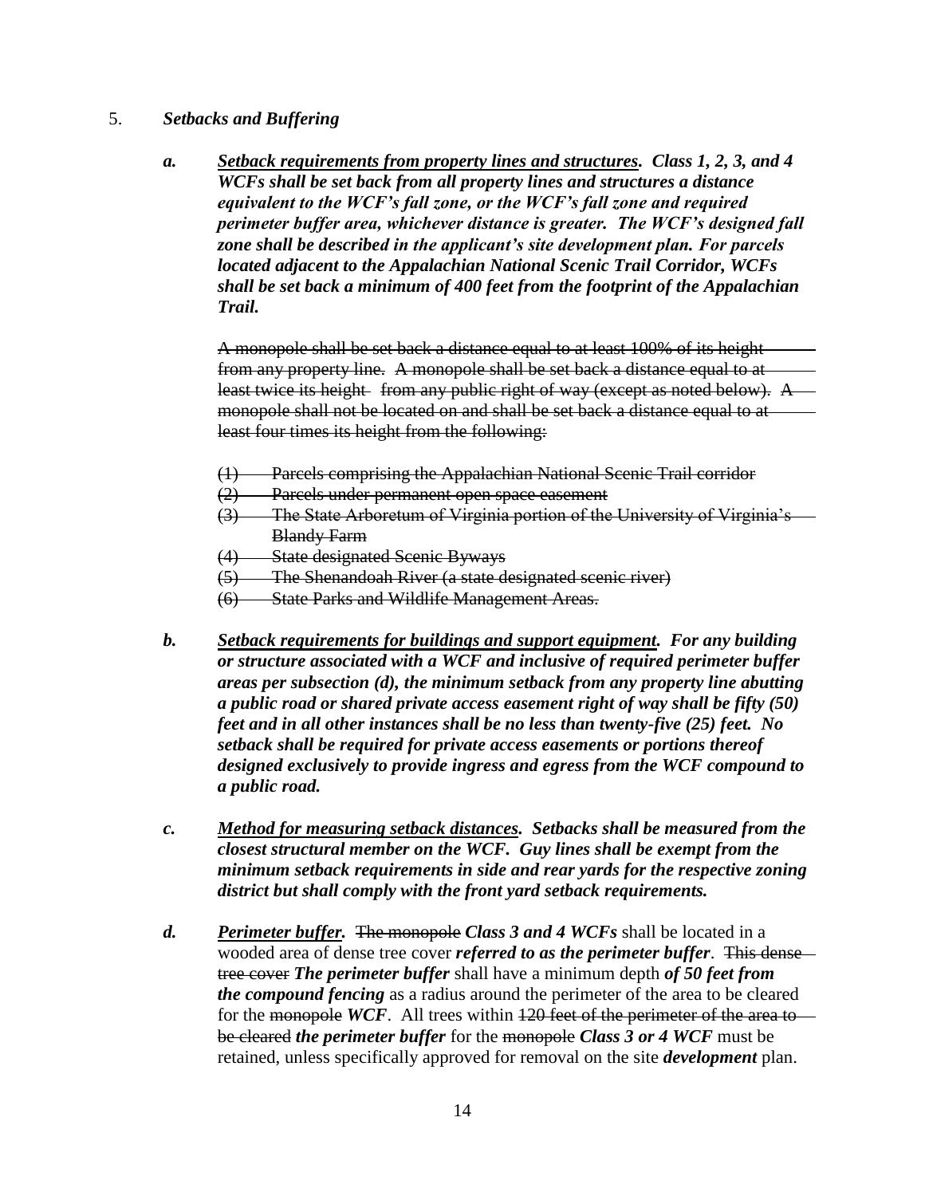5. ***Setbacks and Buffering***

   a. ***<u>Setback requirements from property lines and structures</u>. Class 1, 2, 3, and 4 WCFs shall be set back from all property lines and structures a distance equivalent to the WCF's fall zone, or the WCF's fall zone and required perimeter buffer area, whichever distance is greater. The WCF's designed fall zone shall be described in the applicant's site development plan. For parcels located adjacent to the Appalachian National Scenic Trail Corridor, WCFs shall be set back a minimum of 400 feet from the footprint of the Appalachian Trail.***

      ~~A monopole shall be set back a distance equal to at least 100% of its height from any property line. A monopole shall be set back a distance equal to at least twice its height from any public right of way (except as noted below). A monopole shall not be located on and shall be set back a distance equal to at least four times its height from the following:~~

      ~~(1) Parcels comprising the Appalachian National Scenic Trail corridor~~
      ~~(2) Parcels under permanent open space easement~~
      ~~(3) The State Arboretum of Virginia portion of the University of Virginia's Blandy Farm~~
      ~~(4) State designated Scenic Byways~~
      ~~(5) The Shenandoah River (a state designated scenic river)~~
      ~~(6) State Parks and Wildlife Management Areas.~~

   b. ***<u>Setback requirements for buildings and support equipment</u>. For any building or structure associated with a WCF and inclusive of required perimeter buffer areas per subsection (d), the minimum setback from any property line abutting a public road or shared private access easement right of way shall be fifty (50) feet and in all other instances shall be no less than twenty-five (25) feet. No setback shall be required for private access easements or portions thereof designed exclusively to provide ingress and egress from the WCF compound to a public road.***

   c. ***<u>Method for measuring setback distances</u>. Setbacks shall be measured from the closest structural member on the WCF. Guy lines shall be exempt from the minimum setback requirements in side and rear yards for the respective zoning district but shall comply with the front yard setback requirements.***

   d. ***<u>Perimeter buffer</u>.*** ~~The monopole~~ ***Class 3 and 4 WCFs*** shall be located in a wooded area of dense tree cover ***referred to as the perimeter buffer***. ~~This dense tree cover~~ ***The perimeter buffer*** shall have a minimum depth ***of 50 feet from the compound fencing*** as a radius around the perimeter of the area to be cleared for the ~~monopole~~ ***WCF***. All trees within ~~120 feet of the perimeter of the area to be cleared~~ ***the perimeter buffer*** for the ~~monopole~~ ***Class 3 or 4 WCF*** must be retained, unless specifically approved for removal on the site ***development*** plan.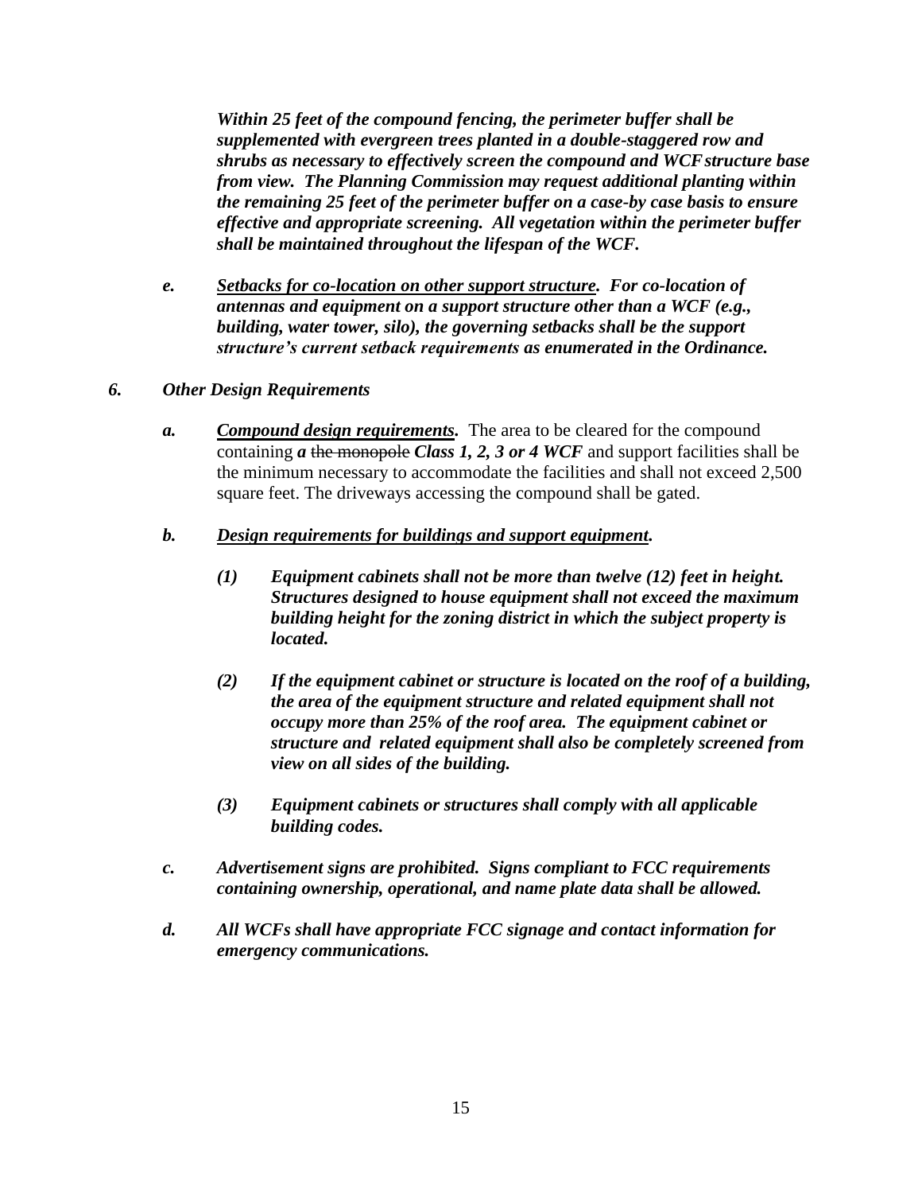***Within 25 feet of the compound fencing, the perimeter buffer shall be supplemented with evergreen trees planted in a double-staggered row and shrubs as necessary to effectively screen the compound and WCF structure base from view. The Planning Commission may request additional planting within the remaining 25 feet of the perimeter buffer on a case-by case basis to ensure effective and appropriate screening. All vegetation within the perimeter buffer shall be maintained throughout the lifespan of the WCF.***

***e.*** ***<u>Setbacks for co-location on other support structure</u>. For co-location of antennas and equipment on a support structure other than a WCF (e.g., building, water tower, silo), the governing setbacks shall be the support structure's current setback requirements as enumerated in the Ordinance.***

***6. Other Design Requirements***

***a.*** ***<u>Compound design requirements</u>.*** The area to be cleared for the compound containing ***a*** ~~the monopole~~ ***Class 1, 2, 3 or 4 WCF*** and support facilities shall be the minimum necessary to accommodate the facilities and shall not exceed 2,500 square feet. The driveways accessing the compound shall be gated.

***b.*** ***<u>Design requirements for buildings and support equipment</u>.***

***(1)*** ***Equipment cabinets shall not be more than twelve (12) feet in height. Structures designed to house equipment shall not exceed the maximum building height for the zoning district in which the subject property is located.***

***(2)*** ***If the equipment cabinet or structure is located on the roof of a building, the area of the equipment structure and related equipment shall not occupy more than 25% of the roof area. The equipment cabinet or structure and related equipment shall also be completely screened from view on all sides of the building.***

***(3)*** ***Equipment cabinets or structures shall comply with all applicable building codes.***

***c.*** ***Advertisement signs are prohibited. Signs compliant to FCC requirements containing ownership, operational, and name plate data shall be allowed.***

***d.*** ***All WCFs shall have appropriate FCC signage and contact information for emergency communications.***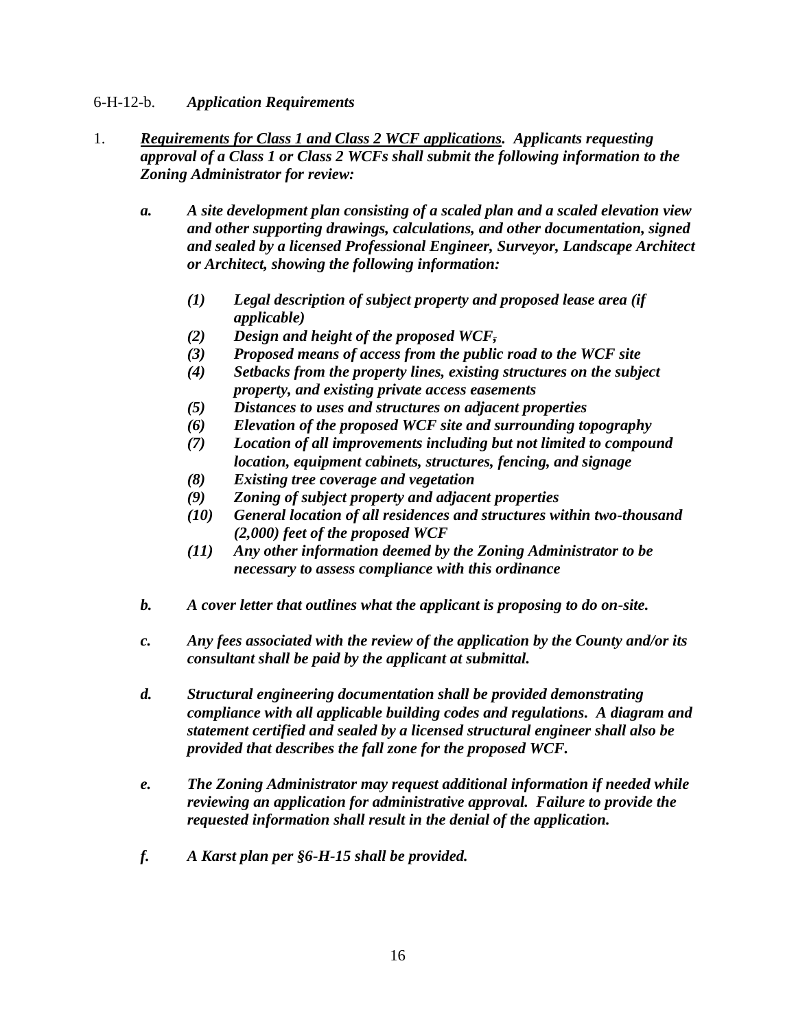6-H-12-b. ***Application Requirements***

1. ***Requirements for Class 1 and Class 2 WCF applications*. Applicants requesting approval of a Class 1 or Class 2 WCFs shall submit the following information to the Zoning Administrator for review:**

   ***a. A site development plan consisting of a scaled plan and a scaled elevation view and other supporting drawings, calculations, and other documentation, signed and sealed by a licensed Professional Engineer, Surveyor, Landscape Architect or Architect, showing the following information:***

      ***(1) Legal description of subject property and proposed lease area (if applicable)***
      ***(2) Design and height of the proposed WCF~~,~~***
      ***(3) Proposed means of access from the public road to the WCF site***
      ***(4) Setbacks from the property lines, existing structures on the subject property, and existing private access easements***
      ***(5) Distances to uses and structures on adjacent properties***
      ***(6) Elevation of the proposed WCF site and surrounding topography***
      ***(7) Location of all improvements including but not limited to compound location, equipment cabinets, structures, fencing, and signage***
      ***(8) Existing tree coverage and vegetation***
      ***(9) Zoning of subject property and adjacent properties***
      ***(10) General location of all residences and structures within two-thousand (2,000) feet of the proposed WCF***
      ***(11) Any other information deemed by the Zoning Administrator to be necessary to assess compliance with this ordinance***

   ***b. A cover letter that outlines what the applicant is proposing to do on-site.***

   ***c. Any fees associated with the review of the application by the County and/or its consultant shall be paid by the applicant at submittal.***

   ***d. Structural engineering documentation shall be provided demonstrating compliance with all applicable building codes and regulations. A diagram and statement certified and sealed by a licensed structural engineer shall also be provided that describes the fall zone for the proposed WCF.***

   ***e. The Zoning Administrator may request additional information if needed while reviewing an application for administrative approval. Failure to provide the requested information shall result in the denial of the application.***

   ***f. A Karst plan per §6-H-15 shall be provided.***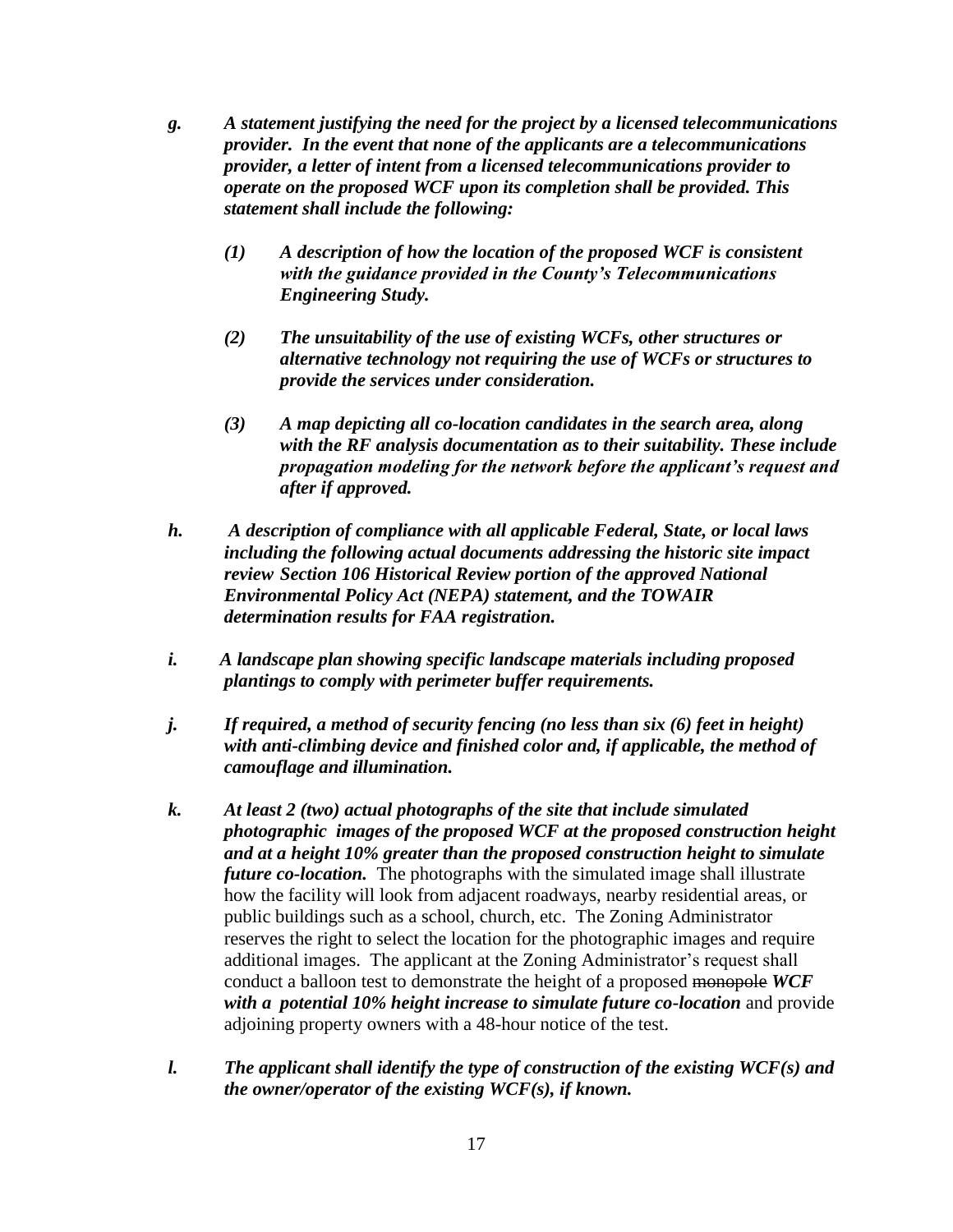*g. A statement justifying the need for the project by a licensed telecommunications provider. In the event that none of the applicants are a telecommunications provider, a letter of intent from a licensed telecommunications provider to operate on the proposed WCF upon its completion shall be provided. This statement shall include the following:*

  *(1) A description of how the location of the proposed WCF is consistent with the guidance provided in the County's Telecommunications Engineering Study.*

  *(2) The unsuitability of the use of existing WCFs, other structures or alternative technology not requiring the use of WCFs or structures to provide the services under consideration.*

  *(3) A map depicting all co-location candidates in the search area, along with the RF analysis documentation as to their suitability. These include propagation modeling for the network before the applicant's request and after if approved.*

*h. A description of compliance with all applicable Federal, State, or local laws including the following actual documents addressing the historic site impact review Section 106 Historical Review portion of the approved National Environmental Policy Act (NEPA) statement, and the TOWAIR determination results for FAA registration.*

*i. A landscape plan showing specific landscape materials including proposed plantings to comply with perimeter buffer requirements.*

*j. If required, a method of security fencing (no less than six (6) feet in height) with anti-climbing device and finished color and, if applicable, the method of camouflage and illumination.*

*k. At least 2 (two) actual photographs of the site that include simulated photographic images of the proposed WCF at the proposed construction height and at a height 10% greater than the proposed construction height to simulate future co-location.* The photographs with the simulated image shall illustrate how the facility will look from adjacent roadways, nearby residential areas, or public buildings such as a school, church, etc. The Zoning Administrator reserves the right to select the location for the photographic images and require additional images. The applicant at the Zoning Administrator's request shall conduct a balloon test to demonstrate the height of a proposed ~~monopole~~ ***WCF with a potential 10% height increase to simulate future co-location*** and provide adjoining property owners with a 48-hour notice of the test.

*l. The applicant shall identify the type of construction of the existing WCF(s) and the owner/operator of the existing WCF(s), if known.*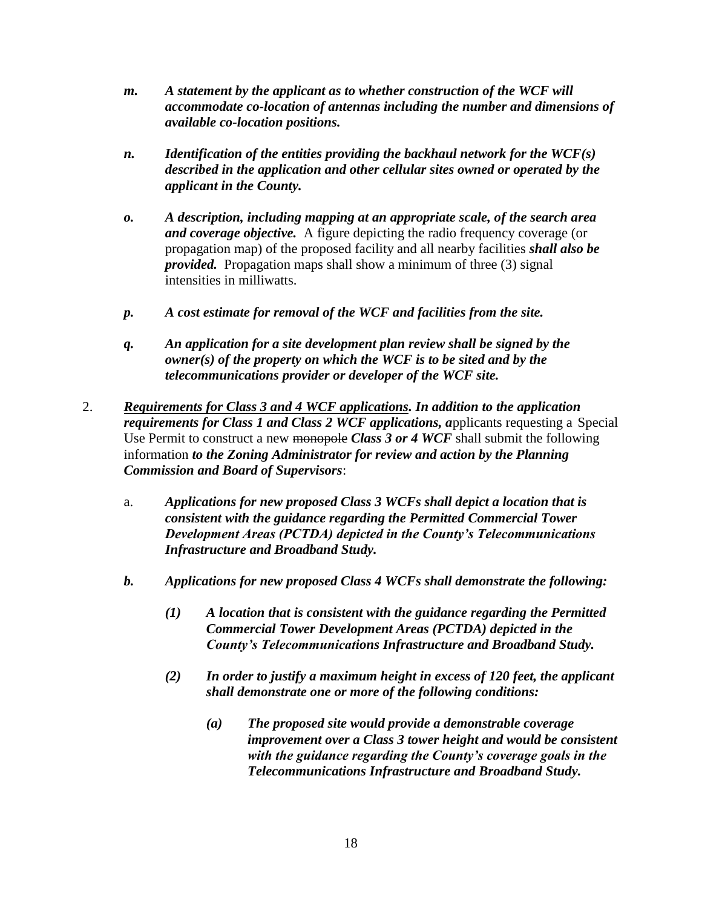*m.* ***A statement by the applicant as to whether construction of the WCF will accommodate co-location of antennas including the number and dimensions of available co-location positions.***

*n.* ***Identification of the entities providing the backhaul network for the WCF(s) described in the application and other cellular sites owned or operated by the applicant in the County.***

*o.* ***A description, including mapping at an appropriate scale, of the search area and coverage objective.*** A figure depicting the radio frequency coverage (or propagation map) of the proposed facility and all nearby facilities ***shall also be provided.*** Propagation maps shall show a minimum of three (3) signal intensities in milliwatts.

*p.* ***A cost estimate for removal of the WCF and facilities from the site.***

*q.* ***An application for a site development plan review shall be signed by the owner(s) of the property on which the WCF is to be sited and by the telecommunications provider or developer of the WCF site.***

2. ***<u>Requirements for Class 3 and 4 WCF applications</u>. In addition to the application requirements for Class 1 and Class 2 WCF applications, a***pplicants requesting a Special Use Permit to construct a new ~~monopole~~ ***Class 3 or 4 WCF*** shall submit the following information ***to the Zoning Administrator for review and action by the Planning Commission and Board of Supervisors***:

   a. ***Applications for new proposed Class 3 WCFs shall depict a location that is consistent with the guidance regarding the Permitted Commercial Tower Development Areas (PCTDA) depicted in the County's Telecommunications Infrastructure and Broadband Study.***

   *b.* ***Applications for new proposed Class 4 WCFs shall demonstrate the following:***

      *(1)* ***A location that is consistent with the guidance regarding the Permitted Commercial Tower Development Areas (PCTDA) depicted in the County's Telecommunications Infrastructure and Broadband Study.***

      *(2)* ***In order to justify a maximum height in excess of 120 feet, the applicant shall demonstrate one or more of the following conditions:***

         *(a)* ***The proposed site would provide a demonstrable coverage improvement over a Class 3 tower height and would be consistent with the guidance regarding the County's coverage goals in the Telecommunications Infrastructure and Broadband Study.***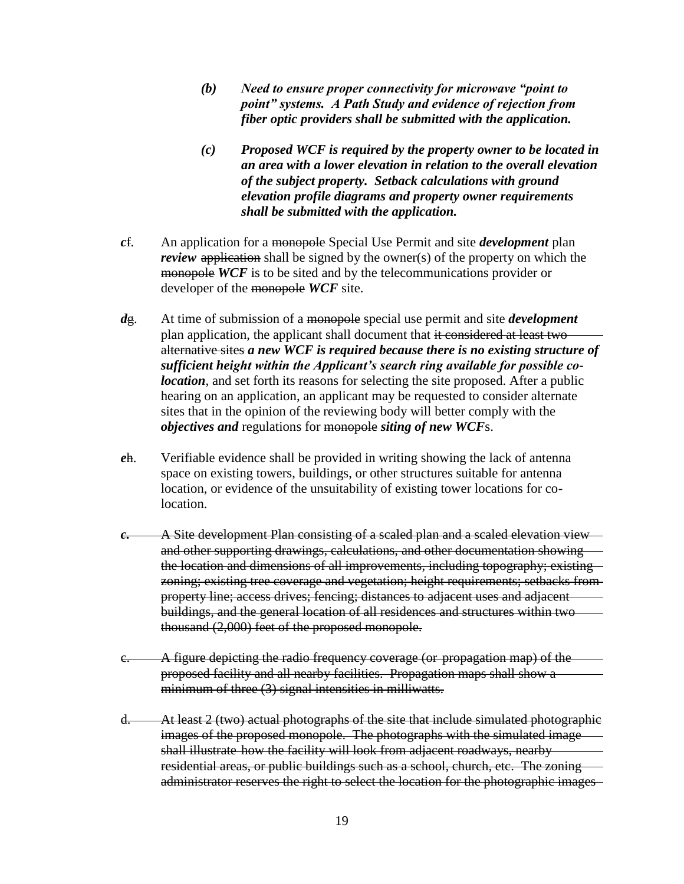> ***(b) Need to ensure proper connectivity for microwave "point to point" systems. A Path Study and evidence of rejection from fiber optic providers shall be submitted with the application.***
>
> ***(c) Proposed WCF is required by the property owner to be located in an area with a lower elevation in relation to the overall elevation of the subject property. Setback calculations with ground elevation profile diagrams and property owner requirements shall be submitted with the application.***

***c*** ~~f~~. An application for a ~~monopole~~ Special Use Permit and site ***development*** plan ***review*** ~~application~~ shall be signed by the owner(s) of the property on which the ~~monopole~~ ***WCF*** is to be sited and by the telecommunications provider or developer of the ~~monopole~~ ***WCF*** site.

***d*** ~~g~~. At time of submission of a ~~monopole~~ special use permit and site ***development*** plan application, the applicant shall document that ~~it considered at least two alternative sites~~ ***a new WCF is required because there is no existing structure of sufficient height within the Applicant's search ring available for possible co-location***, and set forth its reasons for selecting the site proposed. After a public hearing on an application, an applicant may be requested to consider alternate sites that in the opinion of the reviewing body will better comply with the ***objectives and*** regulations for ~~monopole~~ ***siting of new WCF***s.

***e*** ~~h~~. Verifiable evidence shall be provided in writing showing the lack of antenna space on existing towers, buildings, or other structures suitable for antenna location, or evidence of the unsuitability of existing tower locations for co-location.

~~***c.*** A Site development Plan consisting of a scaled plan and a scaled elevation view and other supporting drawings, calculations, and other documentation showing the location and dimensions of all improvements, including topography; existing zoning; existing tree coverage and vegetation; height requirements; setbacks from property line; access drives; fencing; distances to adjacent uses and adjacent buildings, and the general location of all residences and structures within two thousand (2,000) feet of the proposed monopole.~~

~~c. A figure depicting the radio frequency coverage (or propagation map) of the proposed facility and all nearby facilities. Propagation maps shall show a minimum of three (3) signal intensities in milliwatts.~~

~~d. At least 2 (two) actual photographs of the site that include simulated photographic images of the proposed monopole. The photographs with the simulated image shall illustrate how the facility will look from adjacent roadways, nearby residential areas, or public buildings such as a school, church, etc. The zoning administrator reserves the right to select the location for the photographic images~~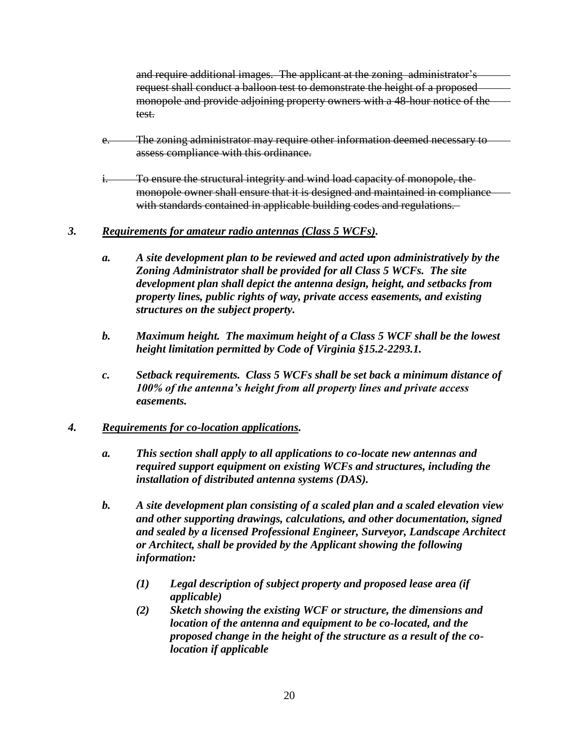~~and require additional images. The applicant at the zoning administrator's request shall conduct a balloon test to demonstrate the height of a proposed monopole and provide adjoining property owners with a 48-hour notice of the test.~~

~~e. The zoning administrator may require other information deemed necessary to assess compliance with this ordinance.~~

~~i. To ensure the structural integrity and wind load capacity of monopole, the monopole owner shall ensure that it is designed and maintained in compliance with standards contained in applicable building codes and regulations.~~

***3. <u>Requirements for amateur radio antennas (Class 5 WCFs)</u>.***

***a. A site development plan to be reviewed and acted upon administratively by the Zoning Administrator shall be provided for all Class 5 WCFs. The site development plan shall depict the antenna design, height, and setbacks from property lines, public rights of way, private access easements, and existing structures on the subject property.***

***b. Maximum height. The maximum height of a Class 5 WCF shall be the lowest height limitation permitted by Code of Virginia §15.2-2293.1.***

***c. Setback requirements. Class 5 WCFs shall be set back a minimum distance of 100% of the antenna's height from all property lines and private access easements.***

***4. <u>Requirements for co-location applications</u>.***

***a. This section shall apply to all applications to co-locate new antennas and required support equipment on existing WCFs and structures, including the installation of distributed antenna systems (DAS).***

***b. A site development plan consisting of a scaled plan and a scaled elevation view and other supporting drawings, calculations, and other documentation, signed and sealed by a licensed Professional Engineer, Surveyor, Landscape Architect or Architect, shall be provided by the Applicant showing the following information:***

***(1) Legal description of subject property and proposed lease area (if applicable)***

***(2) Sketch showing the existing WCF or structure, the dimensions and location of the antenna and equipment to be co-located, and the proposed change in the height of the structure as a result of the co-location if applicable***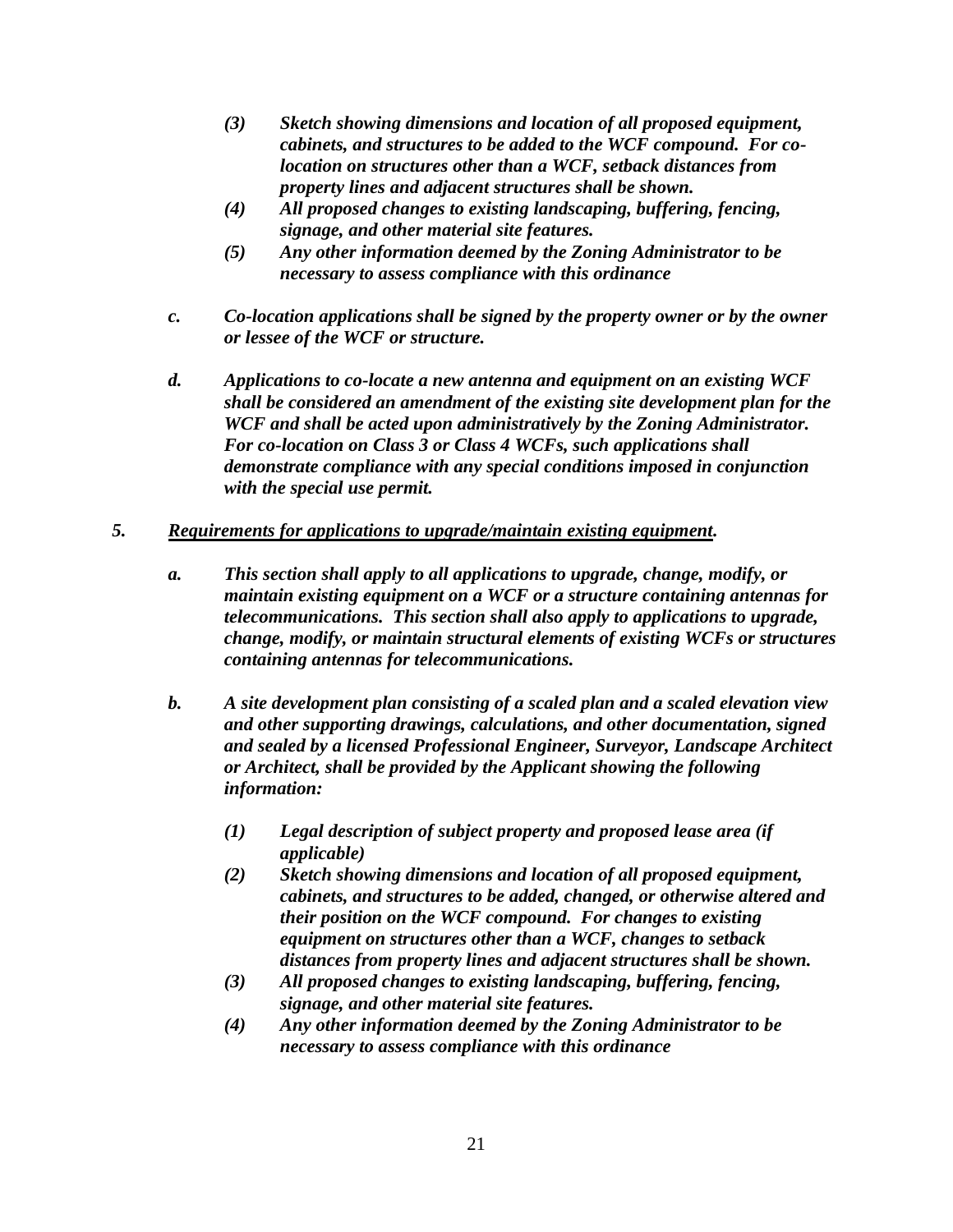*(3) Sketch showing dimensions and location of all proposed equipment, cabinets, and structures to be added to the WCF compound. For co-location on structures other than a WCF, setback distances from property lines and adjacent structures shall be shown.*
*(4) All proposed changes to existing landscaping, buffering, fencing, signage, and other material site features.*
*(5) Any other information deemed by the Zoning Administrator to be necessary to assess compliance with this ordinance*

***c. Co-location applications shall be signed by the property owner or by the owner or lessee of the WCF or structure.***

***d. Applications to co-locate a new antenna and equipment on an existing WCF shall be considered an amendment of the existing site development plan for the WCF and shall be acted upon administratively by the Zoning Administrator. For co-location on Class 3 or Class 4 WCFs, such applications shall demonstrate compliance with any special conditions imposed in conjunction with the special use permit.***

***5. <u>Requirements for applications to upgrade/maintain existing equipment</u>.***

***a. This section shall apply to all applications to upgrade, change, modify, or maintain existing equipment on a WCF or a structure containing antennas for telecommunications. This section shall also apply to applications to upgrade, change, modify, or maintain structural elements of existing WCFs or structures containing antennas for telecommunications.***

***b. A site development plan consisting of a scaled plan and a scaled elevation view and other supporting drawings, calculations, and other documentation, signed and sealed by a licensed Professional Engineer, Surveyor, Landscape Architect or Architect, shall be provided by the Applicant showing the following information:***

*(1) Legal description of subject property and proposed lease area (if applicable)*
*(2) Sketch showing dimensions and location of all proposed equipment, cabinets, and structures to be added, changed, or otherwise altered and their position on the WCF compound. For changes to existing equipment on structures other than a WCF, changes to setback distances from property lines and adjacent structures shall be shown.*
*(3) All proposed changes to existing landscaping, buffering, fencing, signage, and other material site features.*
*(4) Any other information deemed by the Zoning Administrator to be necessary to assess compliance with this ordinance*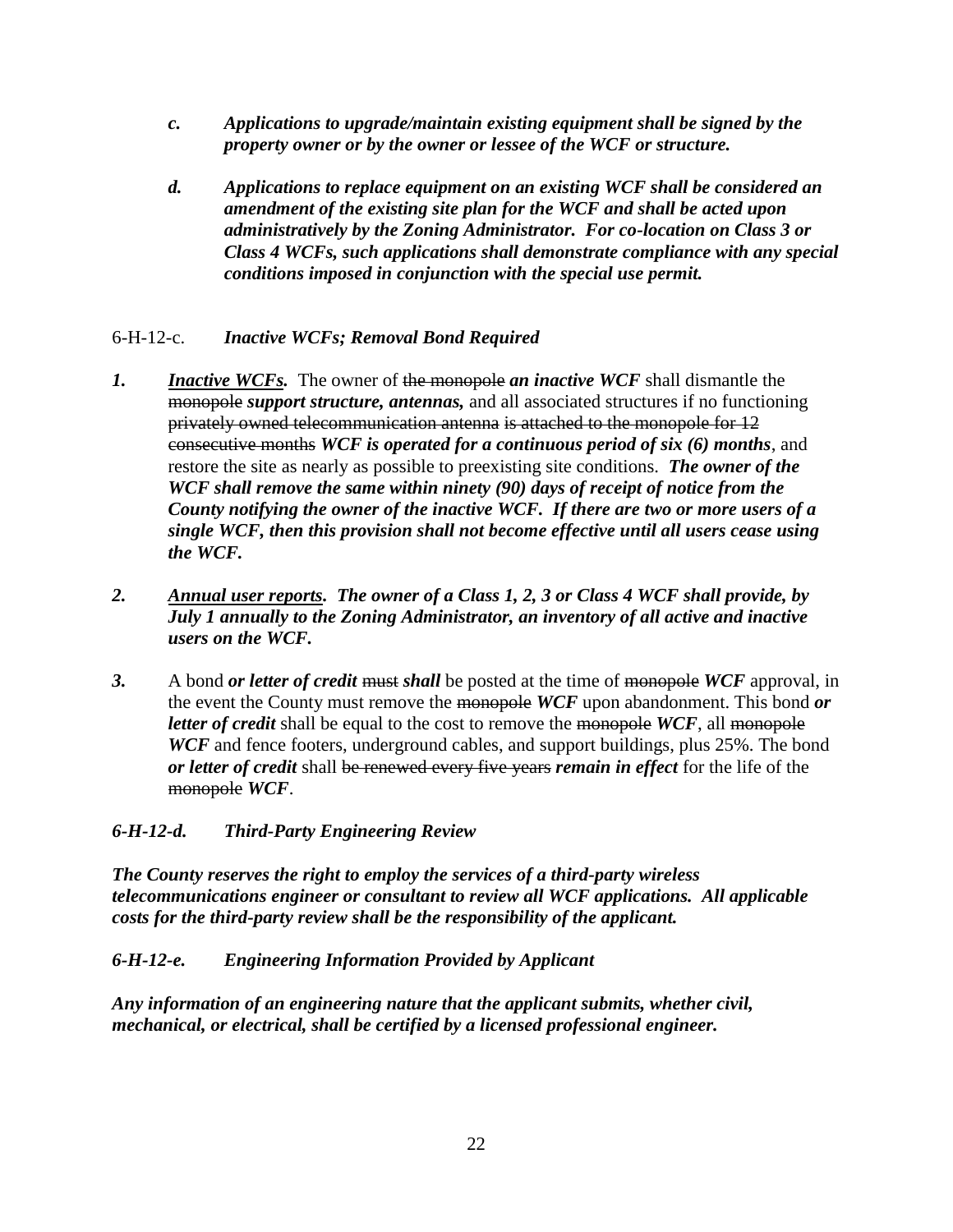c. ***Applications to upgrade/maintain existing equipment shall be signed by the property owner or by the owner or lessee of the WCF or structure.***

d. ***Applications to replace equipment on an existing WCF shall be considered an amendment of the existing site plan for the WCF and shall be acted upon administratively by the Zoning Administrator. For co-location on Class 3 or Class 4 WCFs, such applications shall demonstrate compliance with any special conditions imposed in conjunction with the special use permit.***

6-H-12-c. ***Inactive WCFs; Removal Bond Required***

***1.*** ***Inactive WCFs.*** The owner of ~~the monopole~~ ***an inactive WCF*** shall dismantle the ~~monopole~~ ***support structure, antennas,*** and all associated structures if no functioning ~~privately owned telecommunication antenna~~ ~~is attached to the monopole for 12 consecutive months~~ ***WCF is operated for a continuous period of six (6) months***, and restore the site as nearly as possible to preexisting site conditions. ***The owner of the WCF shall remove the same within ninety (90) days of receipt of notice from the County notifying the owner of the inactive WCF. If there are two or more users of a single WCF, then this provision shall not become effective until all users cease using the WCF.***

***2.*** ***Annual user reports. The owner of a Class 1, 2, 3 or Class 4 WCF shall provide, by July 1 annually to the Zoning Administrator, an inventory of all active and inactive users on the WCF.***

***3.*** A bond ***or letter of credit*** ~~must~~ ***shall*** be posted at the time of ~~monopole~~ ***WCF*** approval, in the event the County must remove the ~~monopole~~ ***WCF*** upon abandonment. This bond ***or letter of credit*** shall be equal to the cost to remove the ~~monopole~~ ***WCF***, all ~~monopole~~ ***WCF*** and fence footers, underground cables, and support buildings, plus 25%. The bond ***or letter of credit*** shall ~~be renewed every five years~~ ***remain in effect*** for the life of the ~~monopole~~ ***WCF***.

***6-H-12-d. Third-Party Engineering Review***

***The County reserves the right to employ the services of a third-party wireless telecommunications engineer or consultant to review all WCF applications. All applicable costs for the third-party review shall be the responsibility of the applicant.***

***6-H-12-e. Engineering Information Provided by Applicant***

***Any information of an engineering nature that the applicant submits, whether civil, mechanical, or electrical, shall be certified by a licensed professional engineer.***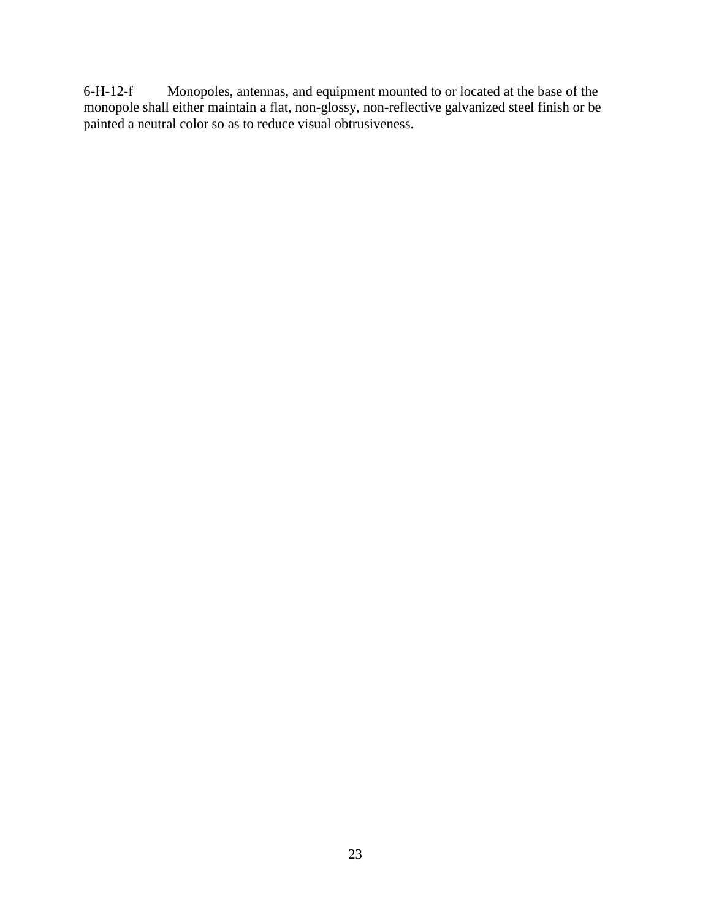~~6-H-12-f Monopoles, antennas, and equipment mounted to or located at the base of the monopole shall either maintain a flat, non-glossy, non-reflective galvanized steel finish or be painted a neutral color so as to reduce visual obtrusiveness.~~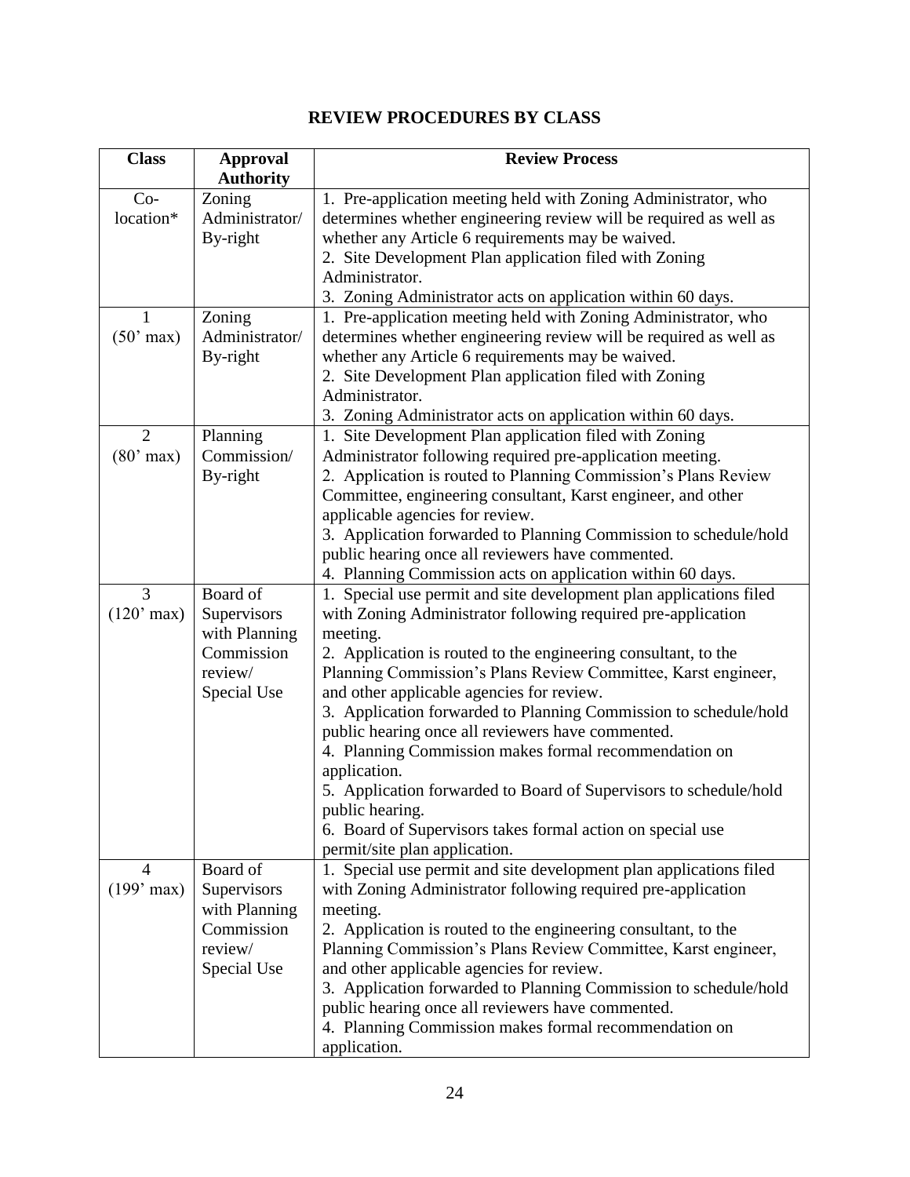## REVIEW PROCEDURES BY CLASS

| Class | Approval Authority | Review Process |
|---|---|---|
| Co-location* | Zoning Administrator/ By-right | 1. Pre-application meeting held with Zoning Administrator, who determines whether engineering review will be required as well as whether any Article 6 requirements may be waived.<br>2. Site Development Plan application filed with Zoning Administrator.<br>3. Zoning Administrator acts on application within 60 days. |
| 1 (50' max) | Zoning Administrator/ By-right | 1. Pre-application meeting held with Zoning Administrator, who determines whether engineering review will be required as well as whether any Article 6 requirements may be waived.<br>2. Site Development Plan application filed with Zoning Administrator.<br>3. Zoning Administrator acts on application within 60 days. |
| 2 (80' max) | Planning Commission/ By-right | 1. Site Development Plan application filed with Zoning Administrator following required pre-application meeting.<br>2. Application is routed to Planning Commission's Plans Review Committee, engineering consultant, Karst engineer, and other applicable agencies for review.<br>3. Application forwarded to Planning Commission to schedule/hold public hearing once all reviewers have commented.<br>4. Planning Commission acts on application within 60 days. |
| 3 (120' max) | Board of Supervisors with Planning Commission review/ Special Use | 1. Special use permit and site development plan applications filed with Zoning Administrator following required pre-application meeting.<br>2. Application is routed to the engineering consultant, to the Planning Commission's Plans Review Committee, Karst engineer, and other applicable agencies for review.<br>3. Application forwarded to Planning Commission to schedule/hold public hearing once all reviewers have commented.<br>4. Planning Commission makes formal recommendation on application.<br>5. Application forwarded to Board of Supervisors to schedule/hold public hearing.<br>6. Board of Supervisors takes formal action on special use permit/site plan application. |
| 4 (199' max) | Board of Supervisors with Planning Commission review/ Special Use | 1. Special use permit and site development plan applications filed with Zoning Administrator following required pre-application meeting.<br>2. Application is routed to the engineering consultant, to the Planning Commission's Plans Review Committee, Karst engineer, and other applicable agencies for review.<br>3. Application forwarded to Planning Commission to schedule/hold public hearing once all reviewers have commented.<br>4. Planning Commission makes formal recommendation on application. |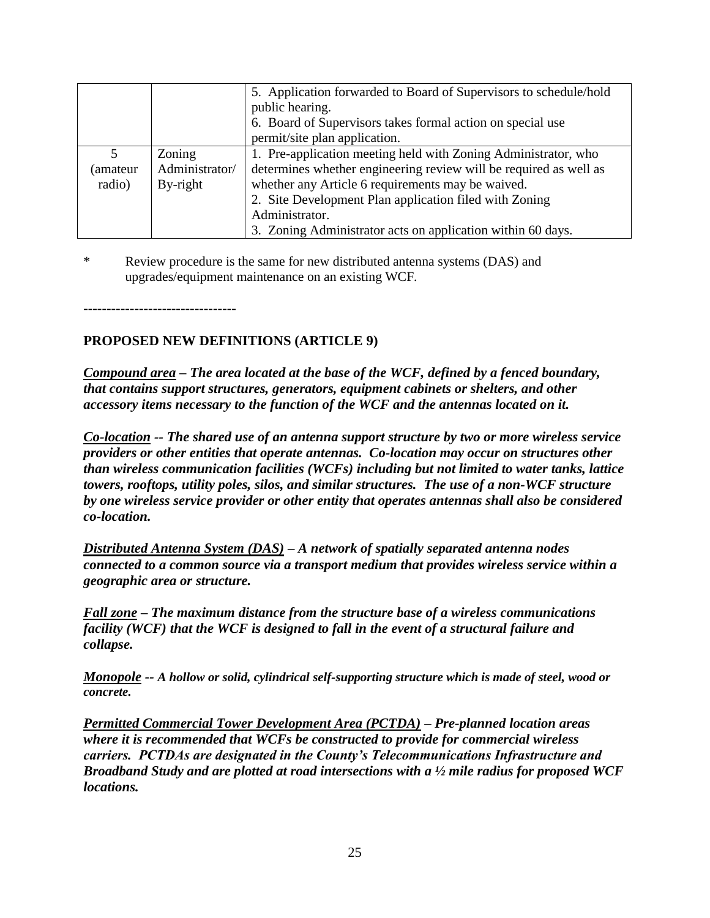| | | |
|---|---|---|
| | | 5. Application forwarded to Board of Supervisors to schedule/hold public hearing.<br>6. Board of Supervisors takes formal action on special use permit/site plan application. |
| 5 (amateur radio) | Zoning Administrator/ By-right | 1. Pre-application meeting held with Zoning Administrator, who determines whether engineering review will be required as well as whether any Article 6 requirements may be waived.<br>2. Site Development Plan application filed with Zoning Administrator.<br>3. Zoning Administrator acts on application within 60 days. |

\* Review procedure is the same for new distributed antenna systems (DAS) and upgrades/equipment maintenance on an existing WCF.

---------------------------------

**PROPOSED NEW DEFINITIONS (ARTICLE 9)**

***Compound area* – The area located at the base of the WCF, defined by a fenced boundary, that contains support structures, generators, equipment cabinets or shelters, and other accessory items necessary to the function of the WCF and the antennas located on it.**

***Co-location* -- The shared use of an antenna support structure by two or more wireless service providers or other entities that operate antennas. Co-location may occur on structures other than wireless communication facilities (WCFs) including but not limited to water tanks, lattice towers, rooftops, utility poles, silos, and similar structures. The use of a non-WCF structure by one wireless service provider or other entity that operates antennas shall also be considered co-location.**

***Distributed Antenna System (DAS)* – A network of spatially separated antenna nodes connected to a common source via a transport medium that provides wireless service within a geographic area or structure.**

***Fall zone* – The maximum distance from the structure base of a wireless communications facility (WCF) that the WCF is designed to fall in the event of a structural failure and collapse.**

***Monopole* -- A hollow or solid, cylindrical self-supporting structure which is made of steel, wood or concrete.**

***Permitted Commercial Tower Development Area (PCTDA)* – Pre-planned location areas where it is recommended that WCFs be constructed to provide for commercial wireless carriers. PCTDAs are designated in the County's Telecommunications Infrastructure and Broadband Study and are plotted at road intersections with a ½ mile radius for proposed WCF locations.**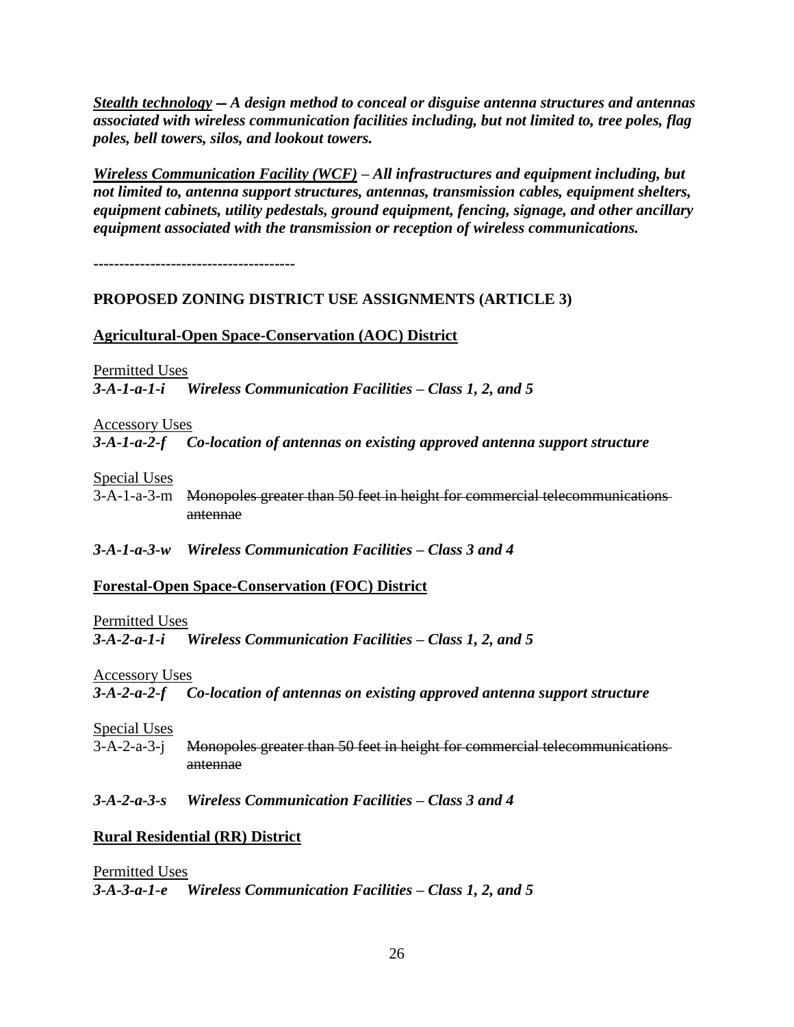***<u>Stealth technology</u> – A design method to conceal or disguise antenna structures and antennas associated with wireless communication facilities including, but not limited to, tree poles, flag poles, bell towers, silos, and lookout towers.***

***<u>Wireless Communication Facility (WCF)</u> – All infrastructures and equipment including, but not limited to, antenna support structures, antennas, transmission cables, equipment shelters, equipment cabinets, utility pedestals, ground equipment, fencing, signage, and other ancillary equipment associated with the transmission or reception of wireless communications.***

--------------------------------------

**PROPOSED ZONING DISTRICT USE ASSIGNMENTS (ARTICLE 3)**

**<u>Agricultural-Open Space-Conservation (AOC) District</u>**

<u>Permitted Uses</u>
***3-A-1-a-1-i Wireless Communication Facilities – Class 1, 2, and 5***

<u>Accessory Uses</u>
***3-A-1-a-2-f Co-location of antennas on existing approved antenna support structure***

<u>Special Uses</u>
3-A-1-a-3-m ~~Monopoles greater than 50 feet in height for commercial telecommunications antennae~~

***3-A-1-a-3-w Wireless Communication Facilities – Class 3 and 4***

**<u>Forestal-Open Space-Conservation (FOC) District</u>**

<u>Permitted Uses</u>
***3-A-2-a-1-i Wireless Communication Facilities – Class 1, 2, and 5***

<u>Accessory Uses</u>
***3-A-2-a-2-f Co-location of antennas on existing approved antenna support structure***

<u>Special Uses</u>
3-A-2-a-3-j ~~Monopoles greater than 50 feet in height for commercial telecommunications antennae~~

***3-A-2-a-3-s Wireless Communication Facilities – Class 3 and 4***

**<u>Rural Residential (RR) District</u>**

<u>Permitted Uses</u>
***3-A-3-a-1-e Wireless Communication Facilities – Class 1, 2, and 5***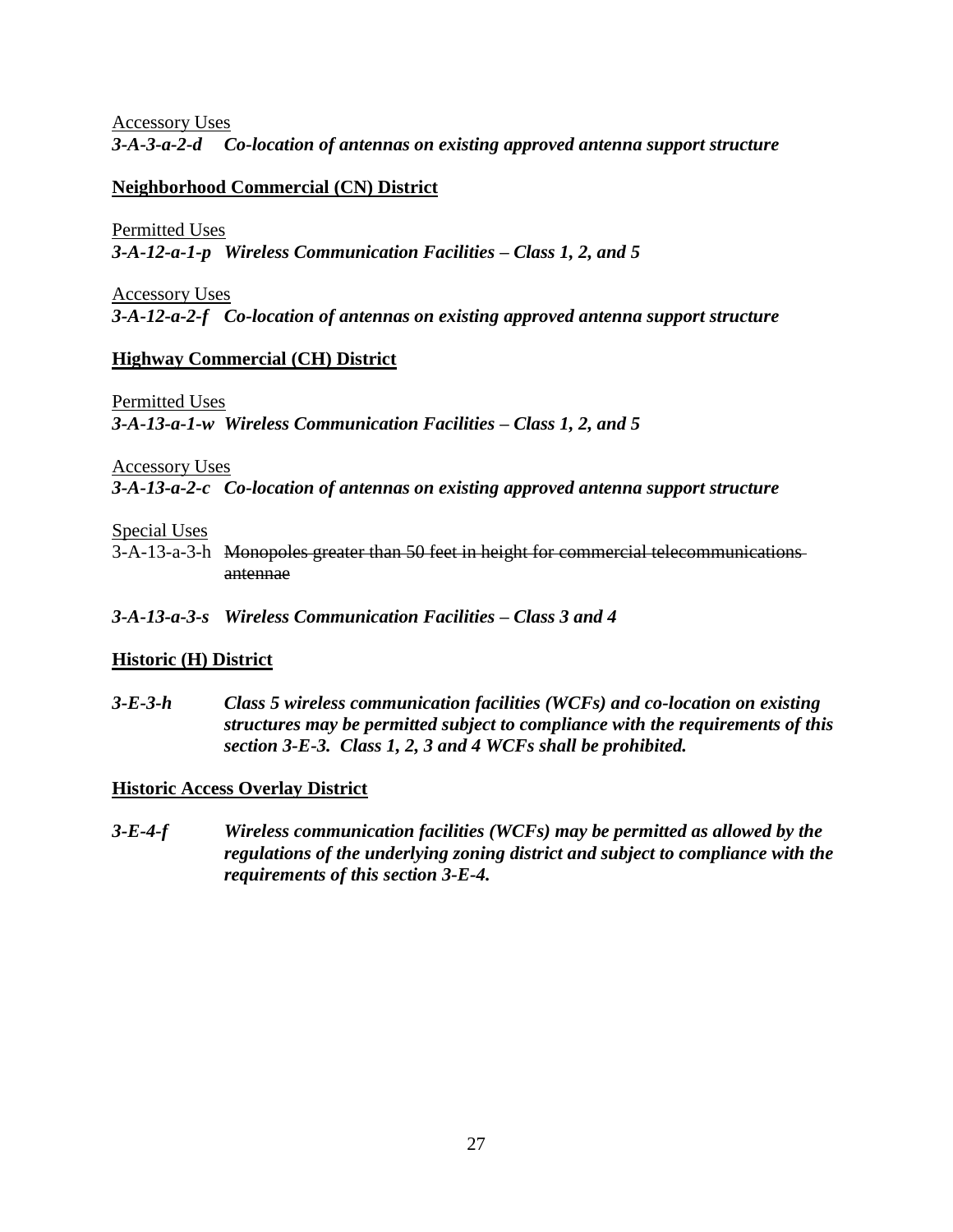Accessory Uses

***3-A-3-a-2-d Co-location of antennas on existing approved antenna support structure***

**Neighborhood Commercial (CN) District**

Permitted Uses

***3-A-12-a-1-p Wireless Communication Facilities – Class 1, 2, and 5***

Accessory Uses

***3-A-12-a-2-f Co-location of antennas on existing approved antenna support structure***

**Highway Commercial (CH) District**

Permitted Uses

***3-A-13-a-1-w Wireless Communication Facilities – Class 1, 2, and 5***

Accessory Uses

***3-A-13-a-2-c Co-location of antennas on existing approved antenna support structure***

Special Uses

3-A-13-a-3-h ~~Monopoles greater than 50 feet in height for commercial telecommunications antennae~~

***3-A-13-a-3-s Wireless Communication Facilities – Class 3 and 4***

**Historic (H) District**

***3-E-3-h Class 5 wireless communication facilities (WCFs) and co-location on existing structures may be permitted subject to compliance with the requirements of this section 3-E-3. Class 1, 2, 3 and 4 WCFs shall be prohibited.***

**Historic Access Overlay District**

***3-E-4-f Wireless communication facilities (WCFs) may be permitted as allowed by the regulations of the underlying zoning district and subject to compliance with the requirements of this section 3-E-4.***